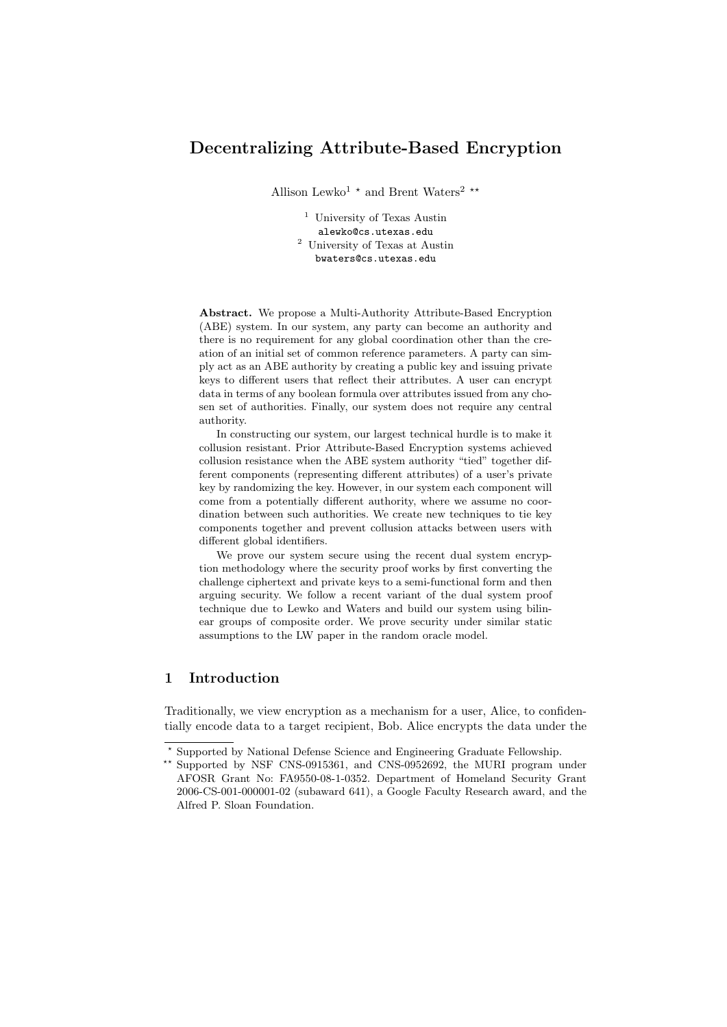# Decentralizing Attribute-Based Encryption

Allison Lewko[1] * and Brent Waters[2] **

[1] University of Texas Austin
alewko@cs.utexas.edu

[2] University of Texas at Austin
bwaters@cs.utexas.edu

**Abstract.** We propose a Multi-Authority Attribute-Based Encryption (ABE) system. In our system, any party can become an authority and there is no requirement for any global coordination other than the creation of an initial set of common reference parameters. A party can simply act as an ABE authority by creating a public key and issuing private keys to different users that reflect their attributes. A user can encrypt data in terms of any boolean formula over attributes issued from any chosen set of authorities. Finally, our system does not require any central authority.

In constructing our system, our largest technical hurdle is to make it collusion resistant. Prior Attribute-Based Encryption systems achieved collusion resistance when the ABE system authority "tied" together different components (representing different attributes) of a user's private key by randomizing the key. However, in our system each component will come from a potentially different authority, where we assume no coordination between such authorities. We create new techniques to tie key components together and prevent collusion attacks between users with different global identifiers.

We prove our system secure using the recent dual system encryption methodology where the security proof works by first converting the challenge ciphertext and private keys to a semi-functional form and then arguing security. We follow a recent variant of the dual system proof technique due to Lewko and Waters and build our system using bilinear groups of composite order. We prove security under similar static assumptions to the LW paper in the random oracle model.

## 1 Introduction

Traditionally, we view encryption as a mechanism for a user, Alice, to confidentially encode data to a target recipient, Bob. Alice encrypts the data under the

* Supported by National Defense Science and Engineering Graduate Fellowship.

** Supported by NSF CNS-0915361, and CNS-0952692, the MURI program under AFOSR Grant No: FA9550-08-1-0352. Department of Homeland Security Grant 2006-CS-001-000001-02 (subaward 641), a Google Faculty Research award, and the Alfred P. Sloan Foundation.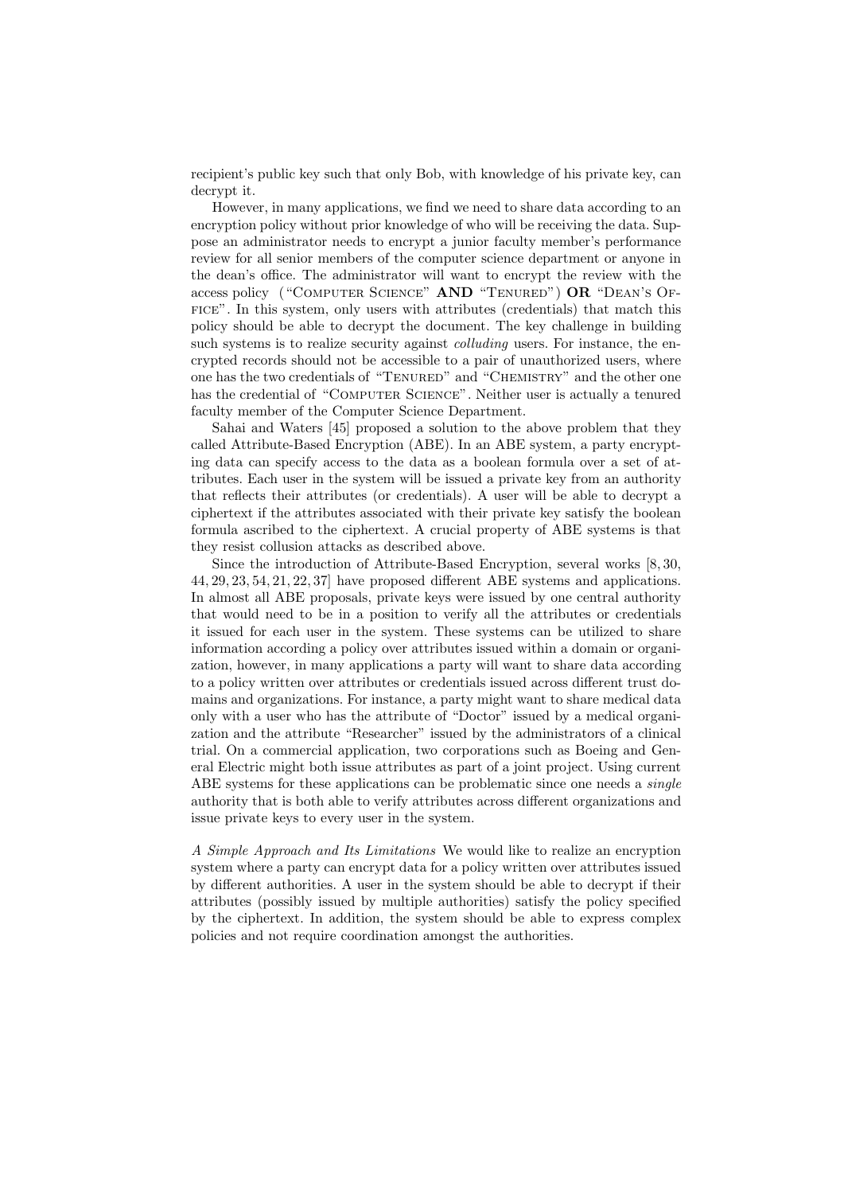recipient's public key such that only Bob, with knowledge of his private key, can decrypt it.

However, in many applications, we find we need to share data according to an encryption policy without prior knowledge of who will be receiving the data. Suppose an administrator needs to encrypt a junior faculty member's performance review for all senior members of the computer science department or anyone in the dean's office. The administrator will want to encrypt the review with the access policy ("Computer Science" **AND** "Tenured") **OR** "Dean's Office". In this system, only users with attributes (credentials) that match this policy should be able to decrypt the document. The key challenge in building such systems is to realize security against *colluding* users. For instance, the encrypted records should not be accessible to a pair of unauthorized users, where one has the two credentials of "Tenured" and "Chemistry" and the other one has the credential of "Computer Science". Neither user is actually a tenured faculty member of the Computer Science Department.

Sahai and Waters [45] proposed a solution to the above problem that they called Attribute-Based Encryption (ABE). In an ABE system, a party encrypting data can specify access to the data as a boolean formula over a set of attributes. Each user in the system will be issued a private key from an authority that reflects their attributes (or credentials). A user will be able to decrypt a ciphertext if the attributes associated with their private key satisfy the boolean formula ascribed to the ciphertext. A crucial property of ABE systems is that they resist collusion attacks as described above.

Since the introduction of Attribute-Based Encryption, several works [8, 30, 44, 29, 23, 54, 21, 22, 37] have proposed different ABE systems and applications. In almost all ABE proposals, private keys were issued by one central authority that would need to be in a position to verify all the attributes or credentials it issued for each user in the system. These systems can be utilized to share information according a policy over attributes issued within a domain or organization, however, in many applications a party will want to share data according to a policy written over attributes or credentials issued across different trust domains and organizations. For instance, a party might want to share medical data only with a user who has the attribute of "Doctor" issued by a medical organization and the attribute "Researcher" issued by the administrators of a clinical trial. On a commercial application, two corporations such as Boeing and General Electric might both issue attributes as part of a joint project. Using current ABE systems for these applications can be problematic since one needs a *single* authority that is both able to verify attributes across different organizations and issue private keys to every user in the system.

*A Simple Approach and Its Limitations* We would like to realize an encryption system where a party can encrypt data for a policy written over attributes issued by different authorities. A user in the system should be able to decrypt if their attributes (possibly issued by multiple authorities) satisfy the policy specified by the ciphertext. In addition, the system should be able to express complex policies and not require coordination amongst the authorities.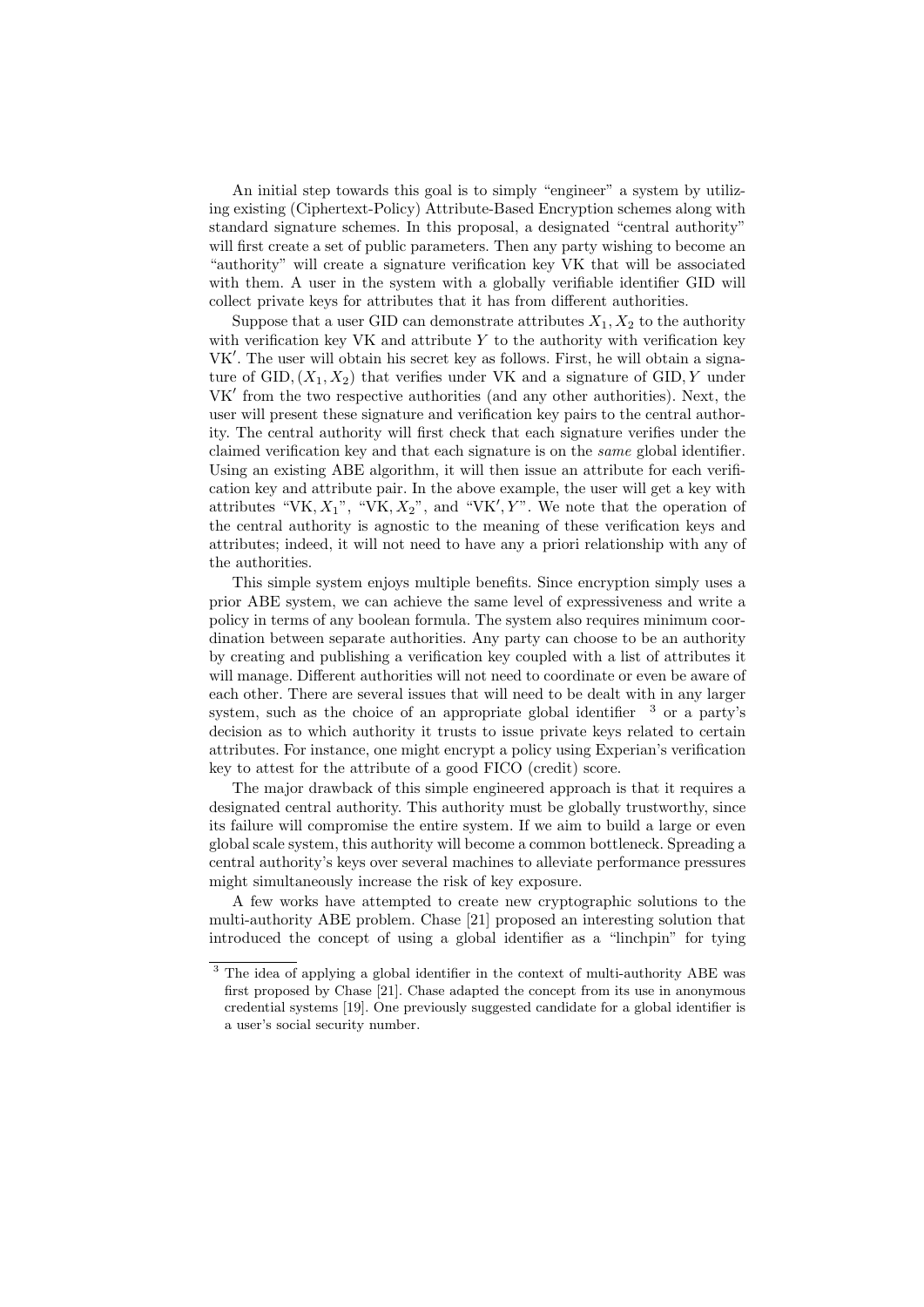An initial step towards this goal is to simply "engineer" a system by utilizing existing (Ciphertext-Policy) Attribute-Based Encryption schemes along with standard signature schemes. In this proposal, a designated "central authority" will first create a set of public parameters. Then any party wishing to become an "authority" will create a signature verification key VK that will be associated with them. A user in the system with a globally verifiable identifier GID will collect private keys for attributes that it has from different authorities.

Suppose that a user GID can demonstrate attributes $X_1, X_2$ to the authority with verification key VK and attribute $Y$ to the authority with verification key $\mathrm{VK}'$. The user will obtain his secret key as follows. First, he will obtain a signature of $\mathrm{GID}, (X_1, X_2)$ that verifies under VK and a signature of $\mathrm{GID}, Y$ under $\mathrm{VK}'$ from the two respective authorities (and any other authorities). Next, the user will present these signature and verification key pairs to the central authority. The central authority will first check that each signature verifies under the claimed verification key and that each signature is on the *same* global identifier. Using an existing ABE algorithm, it will then issue an attribute for each verification key and attribute pair. In the above example, the user will get a key with attributes "$\mathrm{VK}, X_1$", "$\mathrm{VK}, X_2$", and "$\mathrm{VK}', Y$". We note that the operation of the central authority is agnostic to the meaning of these verification keys and attributes; indeed, it will not need to have any a priori relationship with any of the authorities.

This simple system enjoys multiple benefits. Since encryption simply uses a prior ABE system, we can achieve the same level of expressiveness and write a policy in terms of any boolean formula. The system also requires minimum coordination between separate authorities. Any party can choose to be an authority by creating and publishing a verification key coupled with a list of attributes it will manage. Different authorities will not need to coordinate or even be aware of each other. There are several issues that will need to be dealt with in any larger system, such as the choice of an appropriate global identifier [3] or a party's decision as to which authority it trusts to issue private keys related to certain attributes. For instance, one might encrypt a policy using Experian's verification key to attest for the attribute of a good FICO (credit) score.

The major drawback of this simple engineered approach is that it requires a designated central authority. This authority must be globally trustworthy, since its failure will compromise the entire system. If we aim to build a large or even global scale system, this authority will become a common bottleneck. Spreading a central authority's keys over several machines to alleviate performance pressures might simultaneously increase the risk of key exposure.

A few works have attempted to create new cryptographic solutions to the multi-authority ABE problem. Chase [21] proposed an interesting solution that introduced the concept of using a global identifier as a "linchpin" for tying

[3] The idea of applying a global identifier in the context of multi-authority ABE was first proposed by Chase [21]. Chase adapted the concept from its use in anonymous credential systems [19]. One previously suggested candidate for a global identifier is a user's social security number.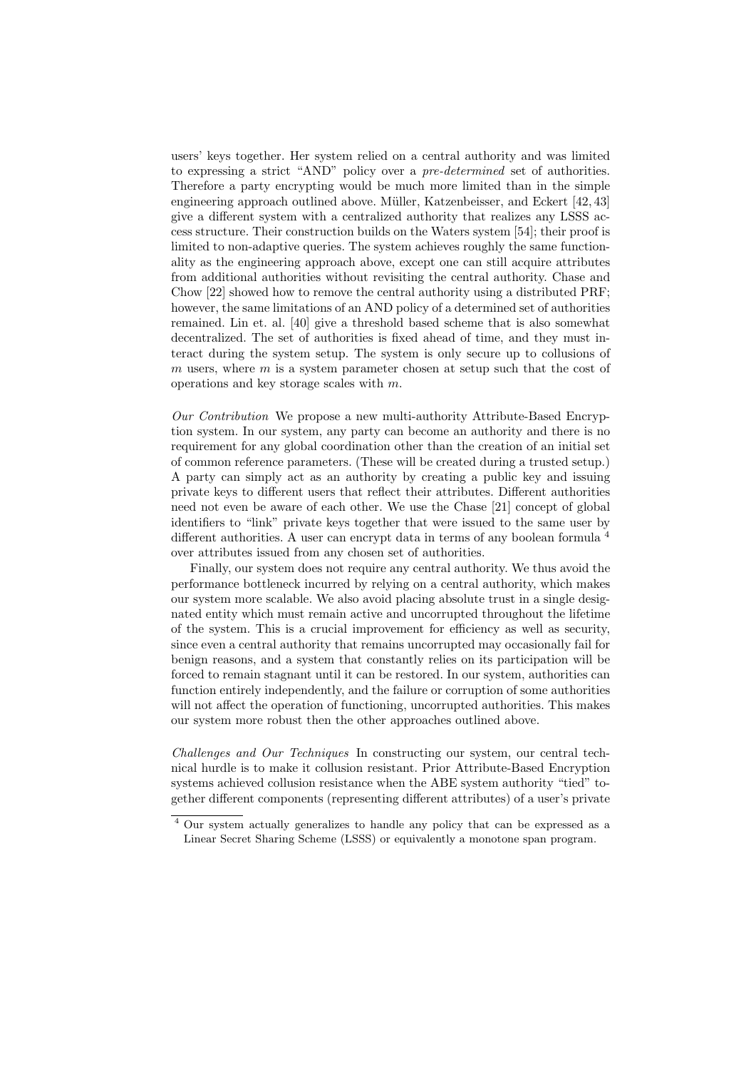users' keys together. Her system relied on a central authority and was limited to expressing a strict "AND" policy over a *pre-determined* set of authorities. Therefore a party encrypting would be much more limited than in the simple engineering approach outlined above. Müller, Katzenbeisser, and Eckert [42, 43] give a different system with a centralized authority that realizes any LSSS access structure. Their construction builds on the Waters system [54]; their proof is limited to non-adaptive queries. The system achieves roughly the same functionality as the engineering approach above, except one can still acquire attributes from additional authorities without revisiting the central authority. Chase and Chow [22] showed how to remove the central authority using a distributed PRF; however, the same limitations of an AND policy of a determined set of authorities remained. Lin et. al. [40] give a threshold based scheme that is also somewhat decentralized. The set of authorities is fixed ahead of time, and they must interact during the system setup. The system is only secure up to collusions of $m$ users, where $m$ is a system parameter chosen at setup such that the cost of operations and key storage scales with $m$.

*Our Contribution* We propose a new multi-authority Attribute-Based Encryption system. In our system, any party can become an authority and there is no requirement for any global coordination other than the creation of an initial set of common reference parameters. (These will be created during a trusted setup.) A party can simply act as an authority by creating a public key and issuing private keys to different users that reflect their attributes. Different authorities need not even be aware of each other. We use the Chase [21] concept of global identifiers to "link" private keys together that were issued to the same user by different authorities. A user can encrypt data in terms of any boolean formula [4] over attributes issued from any chosen set of authorities.

Finally, our system does not require any central authority. We thus avoid the performance bottleneck incurred by relying on a central authority, which makes our system more scalable. We also avoid placing absolute trust in a single designated entity which must remain active and uncorrupted throughout the lifetime of the system. This is a crucial improvement for efficiency as well as security, since even a central authority that remains uncorrupted may occasionally fail for benign reasons, and a system that constantly relies on its participation will be forced to remain stagnant until it can be restored. In our system, authorities can function entirely independently, and the failure or corruption of some authorities will not affect the operation of functioning, uncorrupted authorities. This makes our system more robust then the other approaches outlined above.

*Challenges and Our Techniques* In constructing our system, our central technical hurdle is to make it collusion resistant. Prior Attribute-Based Encryption systems achieved collusion resistance when the ABE system authority "tied" together different components (representing different attributes) of a user's private

[4] Our system actually generalizes to handle any policy that can be expressed as a Linear Secret Sharing Scheme (LSSS) or equivalently a monotone span program.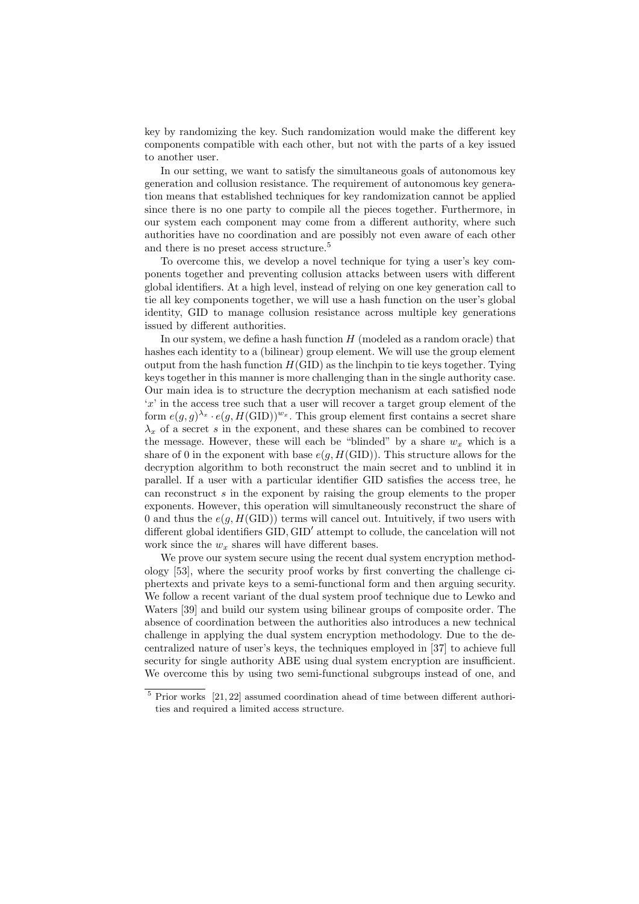key by randomizing the key. Such randomization would make the different key components compatible with each other, but not with the parts of a key issued to another user.

In our setting, we want to satisfy the simultaneous goals of autonomous key generation and collusion resistance. The requirement of autonomous key generation means that established techniques for key randomization cannot be applied since there is no one party to compile all the pieces together. Furthermore, in our system each component may come from a different authority, where such authorities have no coordination and are possibly not even aware of each other and there is no preset access structure.[5]

To overcome this, we develop a novel technique for tying a user's key components together and preventing collusion attacks between users with different global identifiers. At a high level, instead of relying on one key generation call to tie all key components together, we will use a hash function on the user's global identity, GID to manage collusion resistance across multiple key generations issued by different authorities.

In our system, we define a hash function $H$ (modeled as a random oracle) that hashes each identity to a (bilinear) group element. We will use the group element output from the hash function $H(\mathrm{GID})$ as the linchpin to tie keys together. Tying keys together in this manner is more challenging than in the single authority case. Our main idea is to structure the decryption mechanism at each satisfied node '$x$' in the access tree such that a user will recover a target group element of the form $e(g, g)^{\lambda_x} \cdot e(g, H(\mathrm{GID}))^{w_x}$. This group element first contains a secret share $\lambda_x$ of a secret $s$ in the exponent, and these shares can be combined to recover the message. However, these will each be "blinded" by a share $w_x$ which is a share of 0 in the exponent with base $e(g, H(\mathrm{GID}))$. This structure allows for the decryption algorithm to both reconstruct the main secret and to unblind it in parallel. If a user with a particular identifier GID satisfies the access tree, he can reconstruct $s$ in the exponent by raising the group elements to the proper exponents. However, this operation will simultaneously reconstruct the share of 0 and thus the $e(g, H(\mathrm{GID}))$ terms will cancel out. Intuitively, if two users with different global identifiers $\mathrm{GID}, \mathrm{GID}'$ attempt to collude, the cancelation will not work since the $w_x$ shares will have different bases.

We prove our system secure using the recent dual system encryption methodology [53], where the security proof works by first converting the challenge ciphertexts and private keys to a semi-functional form and then arguing security. We follow a recent variant of the dual system proof technique due to Lewko and Waters [39] and build our system using bilinear groups of composite order. The absence of coordination between the authorities also introduces a new technical challenge in applying the dual system encryption methodology. Due to the decentralized nature of user's keys, the techniques employed in [37] to achieve full security for single authority ABE using dual system encryption are insufficient. We overcome this by using two semi-functional subgroups instead of one, and

[5] Prior works [21, 22] assumed coordination ahead of time between different authorities and required a limited access structure.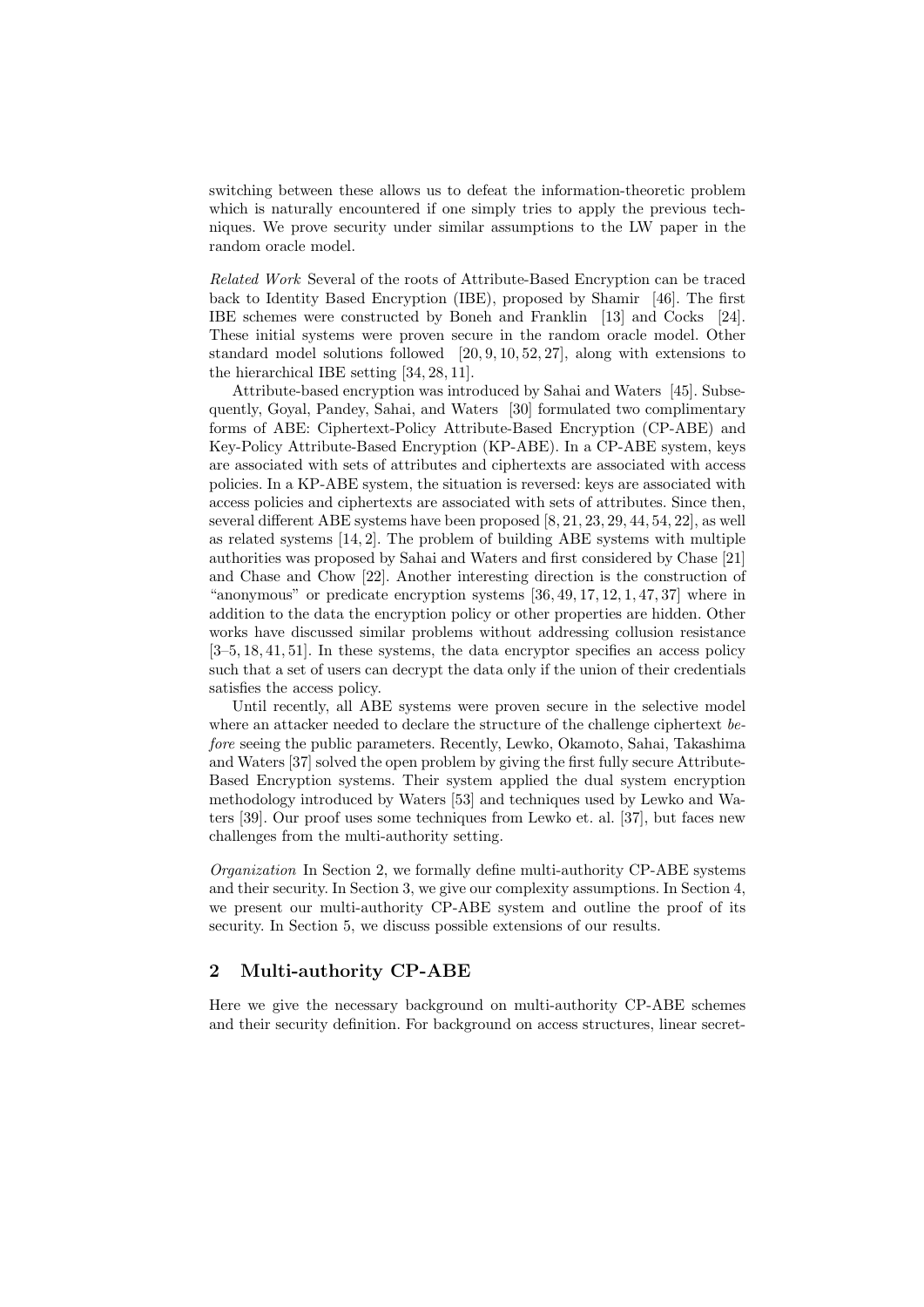switching between these allows us to defeat the information-theoretic problem which is naturally encountered if one simply tries to apply the previous techniques. We prove security under similar assumptions to the LW paper in the random oracle model.

*Related Work* Several of the roots of Attribute-Based Encryption can be traced back to Identity Based Encryption (IBE), proposed by Shamir [46]. The first IBE schemes were constructed by Boneh and Franklin [13] and Cocks [24]. These initial systems were proven secure in the random oracle model. Other standard model solutions followed [20, 9, 10, 52, 27], along with extensions to the hierarchical IBE setting [34, 28, 11].

Attribute-based encryption was introduced by Sahai and Waters [45]. Subsequently, Goyal, Pandey, Sahai, and Waters [30] formulated two complimentary forms of ABE: Ciphertext-Policy Attribute-Based Encryption (CP-ABE) and Key-Policy Attribute-Based Encryption (KP-ABE). In a CP-ABE system, keys are associated with sets of attributes and ciphertexts are associated with access policies. In a KP-ABE system, the situation is reversed: keys are associated with access policies and ciphertexts are associated with sets of attributes. Since then, several different ABE systems have been proposed [8, 21, 23, 29, 44, 54, 22], as well as related systems [14, 2]. The problem of building ABE systems with multiple authorities was proposed by Sahai and Waters and first considered by Chase [21] and Chase and Chow [22]. Another interesting direction is the construction of "anonymous" or predicate encryption systems [36, 49, 17, 12, 1, 47, 37] where in addition to the data the encryption policy or other properties are hidden. Other works have discussed similar problems without addressing collusion resistance [3–5, 18, 41, 51]. In these systems, the data encryptor specifies an access policy such that a set of users can decrypt the data only if the union of their credentials satisfies the access policy.

Until recently, all ABE systems were proven secure in the selective model where an attacker needed to declare the structure of the challenge ciphertext *before* seeing the public parameters. Recently, Lewko, Okamoto, Sahai, Takashima and Waters [37] solved the open problem by giving the first fully secure Attribute-Based Encryption systems. Their system applied the dual system encryption methodology introduced by Waters [53] and techniques used by Lewko and Waters [39]. Our proof uses some techniques from Lewko et. al. [37], but faces new challenges from the multi-authority setting.

*Organization* In Section 2, we formally define multi-authority CP-ABE systems and their security. In Section 3, we give our complexity assumptions. In Section 4, we present our multi-authority CP-ABE system and outline the proof of its security. In Section 5, we discuss possible extensions of our results.

## 2 Multi-authority CP-ABE

Here we give the necessary background on multi-authority CP-ABE schemes and their security definition. For background on access structures, linear secret-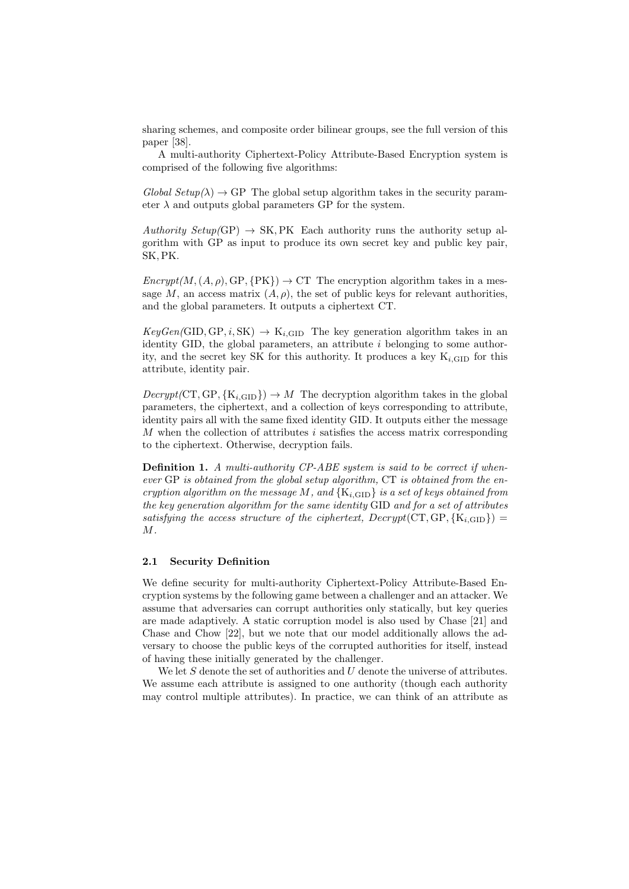sharing schemes, and composite order bilinear groups, see the full version of this paper [38].

A multi-authority Ciphertext-Policy Attribute-Based Encryption system is comprised of the following five algorithms:

*Global Setup*$(\lambda) \rightarrow \mathrm{GP}$ The global setup algorithm takes in the security parameter $\lambda$ and outputs global parameters GP for the system.

*Authority Setup*$(\mathrm{GP}) \rightarrow \mathrm{SK}, \mathrm{PK}$ Each authority runs the authority setup algorithm with GP as input to produce its own secret key and public key pair, SK, PK.

*Encrypt*$(M, (A, \rho), \mathrm{GP}, \{\mathrm{PK}\}) \rightarrow \mathrm{CT}$ The encryption algorithm takes in a message $M$, an access matrix $(A, \rho)$, the set of public keys for relevant authorities, and the global parameters. It outputs a ciphertext CT.

*KeyGen*$(\mathrm{GID}, \mathrm{GP}, i, \mathrm{SK}) \rightarrow \mathrm{K}_{i,\mathrm{GID}}$ The key generation algorithm takes in an identity GID, the global parameters, an attribute $i$ belonging to some authority, and the secret key SK for this authority. It produces a key $\mathrm{K}_{i,\mathrm{GID}}$ for this attribute, identity pair.

*Decrypt*$(\mathrm{CT}, \mathrm{GP}, \{\mathrm{K}_{i,\mathrm{GID}}\}) \rightarrow M$ The decryption algorithm takes in the global parameters, the ciphertext, and a collection of keys corresponding to attribute, identity pairs all with the same fixed identity GID. It outputs either the message $M$ when the collection of attributes $i$ satisfies the access matrix corresponding to the ciphertext. Otherwise, decryption fails.

**Definition 1.** *A multi-authority CP-ABE system is said to be correct if whenever* GP *is obtained from the global setup algorithm,* CT *is obtained from the encryption algorithm on the message* $M$*, and* $\{\mathrm{K}_{i,\mathrm{GID}}\}$ *is a set of keys obtained from the key generation algorithm for the same identity* GID *and for a set of attributes satisfying the access structure of the ciphertext, Decrypt*$(\mathrm{CT}, \mathrm{GP}, \{\mathrm{K}_{i,\mathrm{GID}}\}) = M$.

### 2.1 Security Definition

We define security for multi-authority Ciphertext-Policy Attribute-Based Encryption systems by the following game between a challenger and an attacker. We assume that adversaries can corrupt authorities only statically, but key queries are made adaptively. A static corruption model is also used by Chase [21] and Chase and Chow [22], but we note that our model additionally allows the adversary to choose the public keys of the corrupted authorities for itself, instead of having these initially generated by the challenger.

We let $S$ denote the set of authorities and $U$ denote the universe of attributes. We assume each attribute is assigned to one authority (though each authority may control multiple attributes). In practice, we can think of an attribute as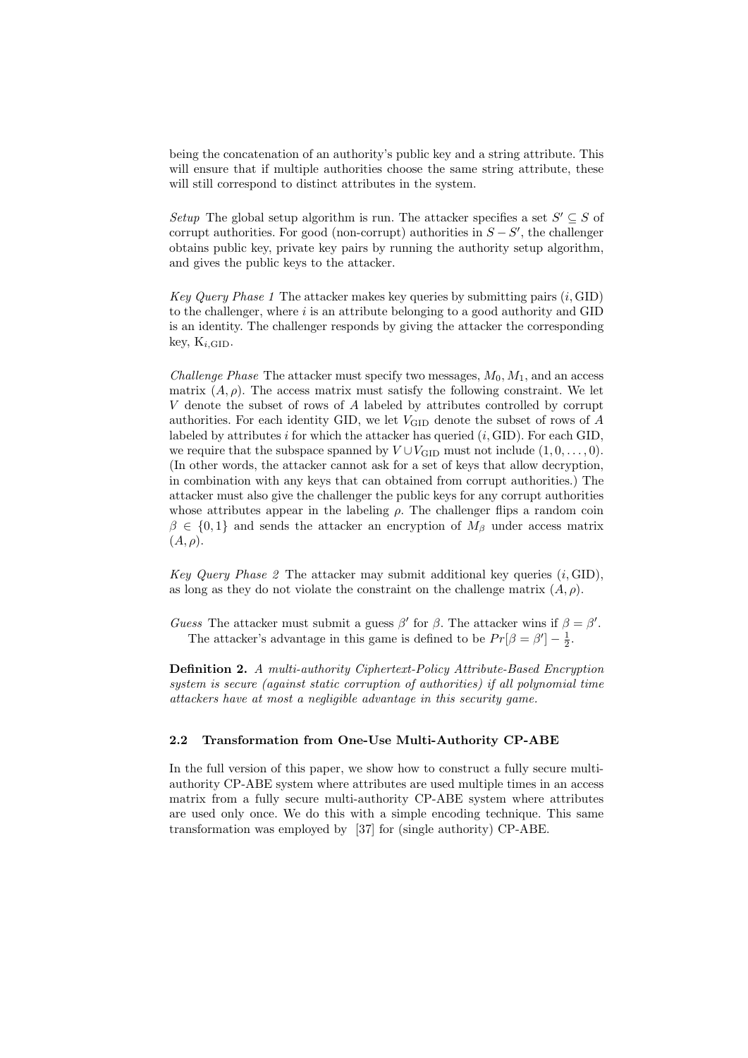being the concatenation of an authority's public key and a string attribute. This will ensure that if multiple authorities choose the same string attribute, these will still correspond to distinct attributes in the system.

*Setup* The global setup algorithm is run. The attacker specifies a set $S' \subseteq S$ of corrupt authorities. For good (non-corrupt) authorities in $S - S'$, the challenger obtains public key, private key pairs by running the authority setup algorithm, and gives the public keys to the attacker.

*Key Query Phase 1* The attacker makes key queries by submitting pairs $(i, \mathrm{GID})$ to the challenger, where $i$ is an attribute belonging to a good authority and GID is an identity. The challenger responds by giving the attacker the corresponding key, $\mathrm{K}_{i,\mathrm{GID}}$.

*Challenge Phase* The attacker must specify two messages, $M_0, M_1$, and an access matrix $(A, \rho)$. The access matrix must satisfy the following constraint. We let $V$ denote the subset of rows of $A$ labeled by attributes controlled by corrupt authorities. For each identity GID, we let $V_{\mathrm{GID}}$ denote the subset of rows of $A$ labeled by attributes $i$ for which the attacker has queried $(i, \mathrm{GID})$. For each GID, we require that the subspace spanned by $V \cup V_{\mathrm{GID}}$ must not include $(1, 0, \ldots, 0)$. (In other words, the attacker cannot ask for a set of keys that allow decryption, in combination with any keys that can obtained from corrupt authorities.) The attacker must also give the challenger the public keys for any corrupt authorities whose attributes appear in the labeling $\rho$. The challenger flips a random coin $\beta \in \{0, 1\}$ and sends the attacker an encryption of $M_\beta$ under access matrix $(A, \rho)$.

*Key Query Phase 2* The attacker may submit additional key queries $(i, \mathrm{GID})$, as long as they do not violate the constraint on the challenge matrix $(A, \rho)$.

*Guess* The attacker must submit a guess $\beta'$ for $\beta$. The attacker wins if $\beta = \beta'$.
The attacker's advantage in this game is defined to be $Pr[\beta = \beta'] - \frac{1}{2}$.

**Definition 2.** *A multi-authority Ciphertext-Policy Attribute-Based Encryption system is secure (against static corruption of authorities) if all polynomial time attackers have at most a negligible advantage in this security game.*

### 2.2 Transformation from One-Use Multi-Authority CP-ABE

In the full version of this paper, we show how to construct a fully secure multi-authority CP-ABE system where attributes are used multiple times in an access matrix from a fully secure multi-authority CP-ABE system where attributes are used only once. We do this with a simple encoding technique. This same transformation was employed by [37] for (single authority) CP-ABE.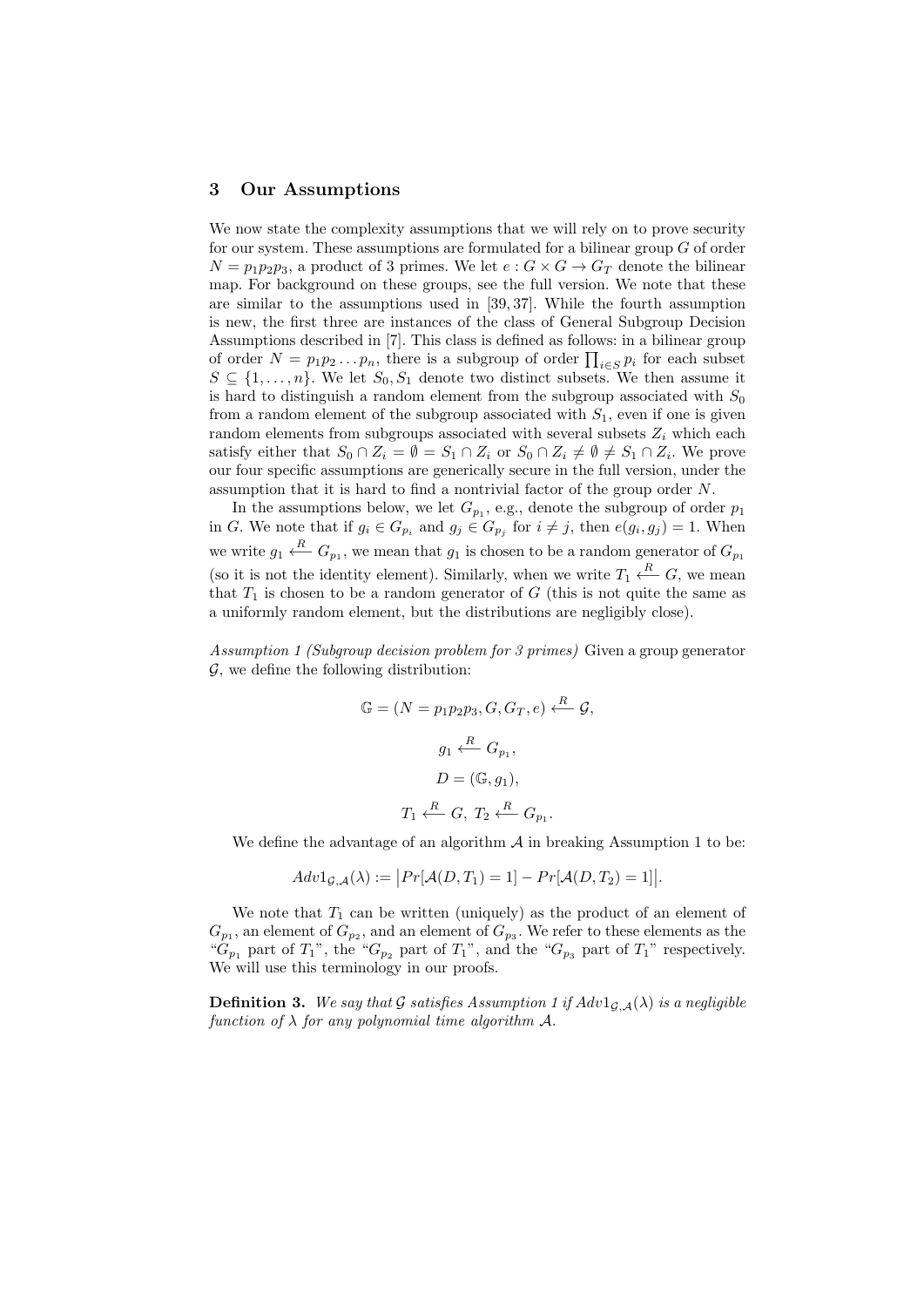## 3 Our Assumptions

We now state the complexity assumptions that we will rely on to prove security for our system. These assumptions are formulated for a bilinear group $G$ of order $N = p_1 p_2 p_3$, a product of 3 primes. We let $e : G \times G \to G_T$ denote the bilinear map. For background on these groups, see the full version. We note that these are similar to the assumptions used in [39, 37]. While the fourth assumption is new, the first three are instances of the class of General Subgroup Decision Assumptions described in [7]. This class is defined as follows: in a bilinear group of order $N = p_1 p_2 \dots p_n$, there is a subgroup of order $\prod_{i \in S} p_i$ for each subset $S \subseteq \{1, \dots, n\}$. We let $S_0, S_1$ denote two distinct subsets. We then assume it is hard to distinguish a random element from the subgroup associated with $S_0$ from a random element of the subgroup associated with $S_1$, even if one is given random elements from subgroups associated with several subsets $Z_i$ which each satisfy either that $S_0 \cap Z_i = \emptyset = S_1 \cap Z_i$ or $S_0 \cap Z_i \neq \emptyset \neq S_1 \cap Z_i$. We prove our four specific assumptions are generically secure in the full version, under the assumption that it is hard to find a nontrivial factor of the group order $N$.

In the assumptions below, we let $G_{p_1}$, e.g., denote the subgroup of order $p_1$ in $G$. We note that if $g_i \in G_{p_i}$ and $g_j \in G_{p_j}$ for $i \neq j$, then $e(g_i, g_j) = 1$. When we write $g_1 \xleftarrow{R} G_{p_1}$, we mean that $g_1$ is chosen to be a random generator of $G_{p_1}$ (so it is not the identity element). Similarly, when we write $T_1 \xleftarrow{R} G$, we mean that $T_1$ is chosen to be a random generator of $G$ (this is not quite the same as a uniformly random element, but the distributions are negligibly close).

*Assumption 1 (Subgroup decision problem for 3 primes)* Given a group generator $\mathcal{G}$, we define the following distribution:

$$\mathbb{G} = (N = p_1 p_2 p_3, G, G_T, e) \xleftarrow{R} \mathcal{G},$$

$$g_1 \xleftarrow{R} G_{p_1},$$

$$D = (\mathbb{G}, g_1),$$

$$T_1 \xleftarrow{R} G,\ T_2 \xleftarrow{R} G_{p_1}.$$

We define the advantage of an algorithm $\mathcal{A}$ in breaking Assumption 1 to be:

$$Adv1_{\mathcal{G},\mathcal{A}}(\lambda) := \big| Pr[\mathcal{A}(D, T_1) = 1] - Pr[\mathcal{A}(D, T_2) = 1] \big|.$$

We note that $T_1$ can be written (uniquely) as the product of an element of $G_{p_1}$, an element of $G_{p_2}$, and an element of $G_{p_3}$. We refer to these elements as the "$G_{p_1}$ part of $T_1$", the "$G_{p_2}$ part of $T_1$", and the "$G_{p_3}$ part of $T_1$" respectively. We will use this terminology in our proofs.

**Definition 3.** *We say that $\mathcal{G}$ satisfies Assumption 1 if $Adv1_{\mathcal{G},\mathcal{A}}(\lambda)$ is a negligible function of $\lambda$ for any polynomial time algorithm $\mathcal{A}$.*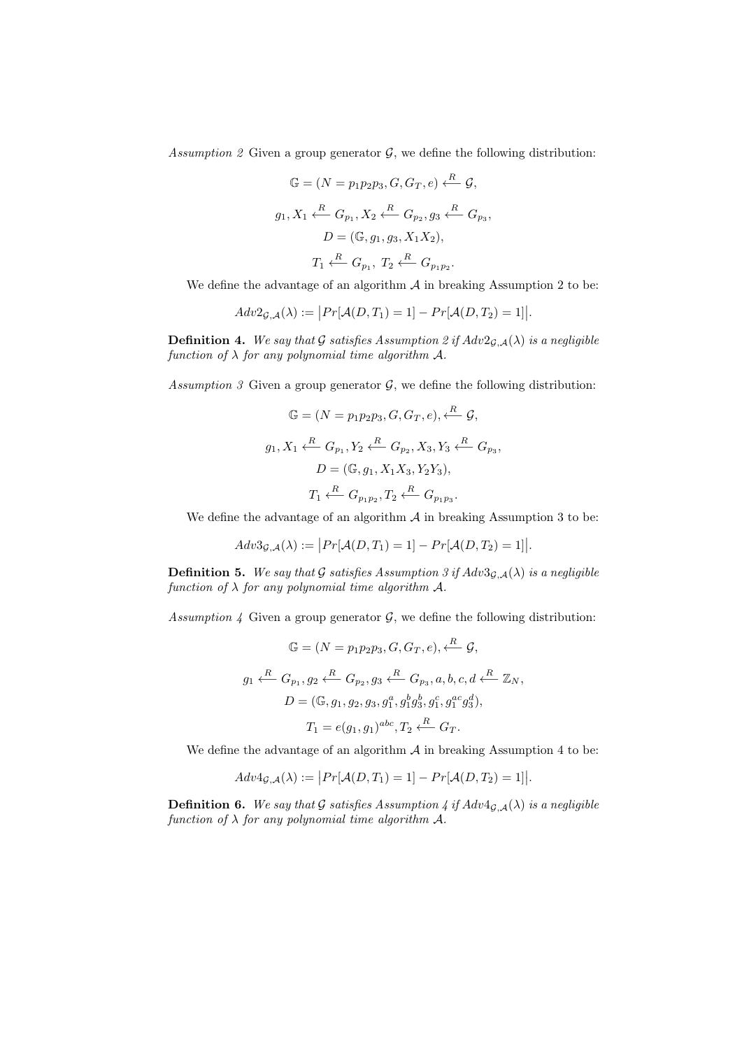*Assumption 2* Given a group generator $\mathcal{G}$, we define the following distribution:

$$\mathbb{G} = (N = p_1 p_2 p_3, G, G_T, e) \xleftarrow{R} \mathcal{G},$$

$$g_1, X_1 \xleftarrow{R} G_{p_1}, X_2 \xleftarrow{R} G_{p_2}, g_3 \xleftarrow{R} G_{p_3},$$

$$D = (\mathbb{G}, g_1, g_3, X_1 X_2),$$

$$T_1 \xleftarrow{R} G_{p_1},\ T_2 \xleftarrow{R} G_{p_1 p_2}.$$

We define the advantage of an algorithm $\mathcal{A}$ in breaking Assumption 2 to be:

$$Adv2_{\mathcal{G},\mathcal{A}}(\lambda) := \big|Pr[\mathcal{A}(D, T_1) = 1] - Pr[\mathcal{A}(D, T_2) = 1]\big|.$$

**Definition 4.** *We say that $\mathcal{G}$ satisfies Assumption 2 if $Adv2_{\mathcal{G},\mathcal{A}}(\lambda)$ is a negligible function of $\lambda$ for any polynomial time algorithm $\mathcal{A}$.*

*Assumption 3* Given a group generator $\mathcal{G}$, we define the following distribution:

$$\mathbb{G} = (N = p_1 p_2 p_3, G, G_T, e), \xleftarrow{R} \mathcal{G},$$

$$g_1, X_1 \xleftarrow{R} G_{p_1}, Y_2 \xleftarrow{R} G_{p_2}, X_3, Y_3 \xleftarrow{R} G_{p_3},$$

$$D = (\mathbb{G}, g_1, X_1 X_3, Y_2 Y_3),$$

$$T_1 \xleftarrow{R} G_{p_1 p_2}, T_2 \xleftarrow{R} G_{p_1 p_3}.$$

We define the advantage of an algorithm $\mathcal{A}$ in breaking Assumption 3 to be:

$$Adv3_{\mathcal{G},\mathcal{A}}(\lambda) := \big|Pr[\mathcal{A}(D, T_1) = 1] - Pr[\mathcal{A}(D, T_2) = 1]\big|.$$

**Definition 5.** *We say that $\mathcal{G}$ satisfies Assumption 3 if $Adv3_{\mathcal{G},\mathcal{A}}(\lambda)$ is a negligible function of $\lambda$ for any polynomial time algorithm $\mathcal{A}$.*

*Assumption 4* Given a group generator $\mathcal{G}$, we define the following distribution:

$$\mathbb{G} = (N = p_1 p_2 p_3, G, G_T, e), \xleftarrow{R} \mathcal{G},$$

$$g_1 \xleftarrow{R} G_{p_1}, g_2 \xleftarrow{R} G_{p_2}, g_3 \xleftarrow{R} G_{p_3}, a, b, c, d \xleftarrow{R} \mathbb{Z}_N,$$

$$D = (\mathbb{G}, g_1, g_2, g_3, g_1^a, g_1^b g_3^b, g_1^c, g_1^{ac} g_3^d),$$

$$T_1 = e(g_1, g_1)^{abc}, T_2 \xleftarrow{R} G_T.$$

We define the advantage of an algorithm $\mathcal{A}$ in breaking Assumption 4 to be:

$$Adv4_{\mathcal{G},\mathcal{A}}(\lambda) := \big|Pr[\mathcal{A}(D, T_1) = 1] - Pr[\mathcal{A}(D, T_2) = 1]\big|.$$

**Definition 6.** *We say that $\mathcal{G}$ satisfies Assumption 4 if $Adv4_{\mathcal{G},\mathcal{A}}(\lambda)$ is a negligible function of $\lambda$ for any polynomial time algorithm $\mathcal{A}$.*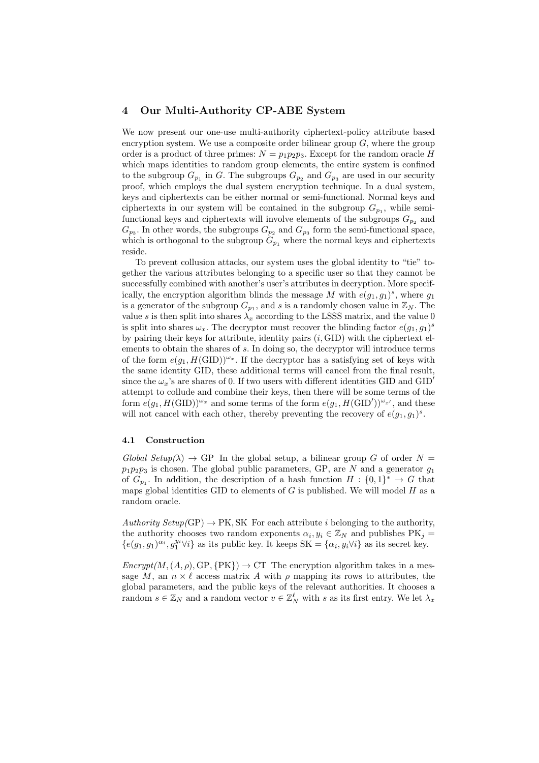## 4 Our Multi-Authority CP-ABE System

We now present our one-use multi-authority ciphertext-policy attribute based encryption system. We use a composite order bilinear group $G$, where the group order is a product of three primes: $N = p_1 p_2 p_3$. Except for the random oracle $H$ which maps identities to random group elements, the entire system is confined to the subgroup $G_{p_1}$ in $G$. The subgroups $G_{p_2}$ and $G_{p_3}$ are used in our security proof, which employs the dual system encryption technique. In a dual system, keys and ciphertexts can be either normal or semi-functional. Normal keys and ciphertexts in our system will be contained in the subgroup $G_{p_1}$, while semi-functional keys and ciphertexts will involve elements of the subgroups $G_{p_2}$ and $G_{p_3}$. In other words, the subgroups $G_{p_2}$ and $G_{p_3}$ form the semi-functional space, which is orthogonal to the subgroup $G_{p_1}$ where the normal keys and ciphertexts reside.

To prevent collusion attacks, our system uses the global identity to "tie" together the various attributes belonging to a specific user so that they cannot be successfully combined with another's user's attributes in decryption. More specifically, the encryption algorithm blinds the message $M$ with $e(g_1, g_1)^s$, where $g_1$ is a generator of the subgroup $G_{p_1}$, and $s$ is a randomly chosen value in $\mathbb{Z}_N$. The value $s$ is then split into shares $\lambda_x$ according to the LSSS matrix, and the value 0 is split into shares $\omega_x$. The decryptor must recover the blinding factor $e(g_1, g_1)^s$ by pairing their keys for attribute, identity pairs $(i, \mathrm{GID})$ with the ciphertext elements to obtain the shares of $s$. In doing so, the decryptor will introduce terms of the form $e(g_1, H(\mathrm{GID}))^{\omega_x}$. If the decryptor has a satisfying set of keys with the same identity GID, these additional terms will cancel from the final result, since the $\omega_x$'s are shares of 0. If two users with different identities GID and GID$'$ attempt to collude and combine their keys, then there will be some terms of the form $e(g_1, H(\mathrm{GID}))^{\omega_x}$ and some terms of the form $e(g_1, H(\mathrm{GID}'))^{\omega_{x'}}$, and these will not cancel with each other, thereby preventing the recovery of $e(g_1, g_1)^s$.

### 4.1 Construction

*Global Setup*$(\lambda) \rightarrow \mathrm{GP}$ In the global setup, a bilinear group $G$ of order $N = p_1 p_2 p_3$ is chosen. The global public parameters, GP, are $N$ and a generator $g_1$ of $G_{p_1}$. In addition, the description of a hash function $H : \{0,1\}^* \rightarrow G$ that maps global identities GID to elements of $G$ is published. We will model $H$ as a random oracle.

*Authority Setup*$(\mathrm{GP}) \rightarrow \mathrm{PK}, \mathrm{SK}$ For each attribute $i$ belonging to the authority, the authority chooses two random exponents $\alpha_i, y_i \in \mathbb{Z}_N$ and publishes $\mathrm{PK}_j = \{e(g_1, g_1)^{\alpha_i}, g_1^{y_i} \forall i\}$ as its public key. It keeps $\mathrm{SK} = \{\alpha_i, y_i \forall i\}$ as its secret key.

*Encrypt*$(M, (A, \rho), \mathrm{GP}, \{\mathrm{PK}\}) \rightarrow \mathrm{CT}$ The encryption algorithm takes in a message $M$, an $n \times \ell$ access matrix $A$ with $\rho$ mapping its rows to attributes, the global parameters, and the public keys of the relevant authorities. It chooses a random $s \in \mathbb{Z}_N$ and a random vector $v \in \mathbb{Z}_N^\ell$ with $s$ as its first entry. We let $\lambda_x$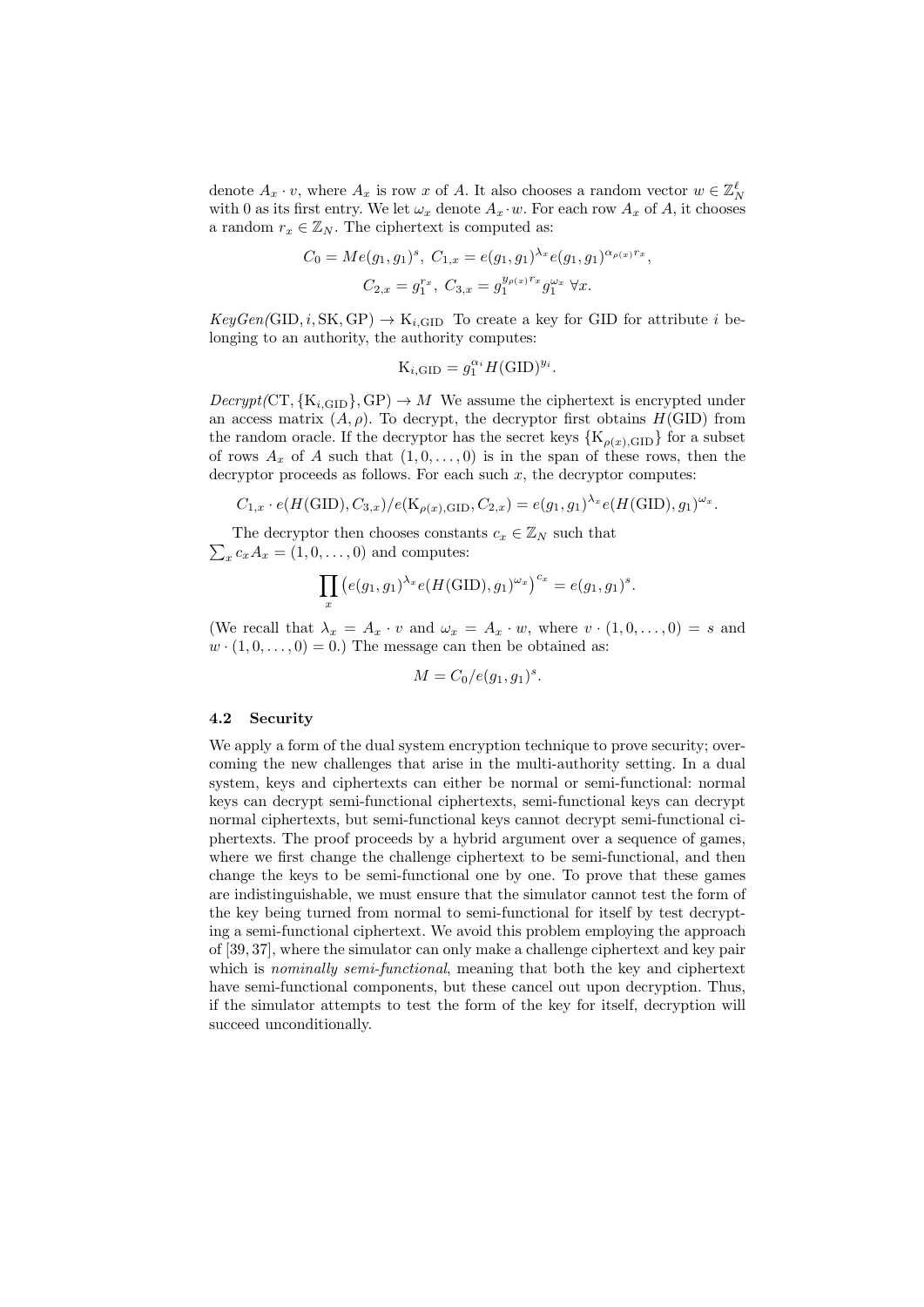denote $A_x \cdot v$, where $A_x$ is row $x$ of $A$. It also chooses a random vector $w \in \mathbb{Z}_N^\ell$ with 0 as its first entry. We let $\omega_x$ denote $A_x \cdot w$. For each row $A_x$ of $A$, it chooses a random $r_x \in \mathbb{Z}_N$. The ciphertext is computed as:

$$C_0 = Me(g_1, g_1)^s, \; C_{1,x} = e(g_1, g_1)^{\lambda_x} e(g_1, g_1)^{\alpha_{\rho(x)} r_x},$$

$$C_{2,x} = g_1^{r_x}, \; C_{3,x} = g_1^{y_{\rho(x)} r_x} g_1^{\omega_x} \; \forall x.$$

*KeyGen(*$\mathrm{GID}, i, \mathrm{SK}, \mathrm{GP}$*)* $\rightarrow \mathrm{K}_{i,\mathrm{GID}}$ To create a key for GID for attribute $i$ belonging to an authority, the authority computes:

$$\mathrm{K}_{i,\mathrm{GID}} = g_1^{\alpha_i} H(\mathrm{GID})^{y_i}.$$

*Decrypt(*$\mathrm{CT}, \{\mathrm{K}_{i,\mathrm{GID}}\}, \mathrm{GP}$*)* $\rightarrow M$ We assume the ciphertext is encrypted under an access matrix $(A, \rho)$. To decrypt, the decryptor first obtains $H(\mathrm{GID})$ from the random oracle. If the decryptor has the secret keys $\{\mathrm{K}_{\rho(x),\mathrm{GID}}\}$ for a subset of rows $A_x$ of $A$ such that $(1, 0, \ldots, 0)$ is in the span of these rows, then the decryptor proceeds as follows. For each such $x$, the decryptor computes:

$$C_{1,x} \cdot e(H(\mathrm{GID}), C_{3,x}) / e(\mathrm{K}_{\rho(x),\mathrm{GID}}, C_{2,x}) = e(g_1, g_1)^{\lambda_x} e(H(\mathrm{GID}), g_1)^{\omega_x}.$$

The decryptor then chooses constants $c_x \in \mathbb{Z}_N$ such that $\sum_x c_x A_x = (1, 0, \ldots, 0)$ and computes:

$$\prod_x \left( e(g_1, g_1)^{\lambda_x} e(H(\mathrm{GID}), g_1)^{\omega_x} \right)^{c_x} = e(g_1, g_1)^s.$$

(We recall that $\lambda_x = A_x \cdot v$ and $\omega_x = A_x \cdot w$, where $v \cdot (1, 0, \ldots, 0) = s$ and $w \cdot (1, 0, \ldots, 0) = 0$.) The message can then be obtained as:

$$M = C_0 / e(g_1, g_1)^s.$$

### 4.2 Security

We apply a form of the dual system encryption technique to prove security; overcoming the new challenges that arise in the multi-authority setting. In a dual system, keys and ciphertexts can either be normal or semi-functional: normal keys can decrypt semi-functional ciphertexts, semi-functional keys can decrypt normal ciphertexts, but semi-functional keys cannot decrypt semi-functional ciphertexts. The proof proceeds by a hybrid argument over a sequence of games, where we first change the challenge ciphertext to be semi-functional, and then change the keys to be semi-functional one by one. To prove that these games are indistinguishable, we must ensure that the simulator cannot test the form of the key being turned from normal to semi-functional for itself by test decrypting a semi-functional ciphertext. We avoid this problem employing the approach of [39, 37], where the simulator can only make a challenge ciphertext and key pair which is *nominally semi-functional*, meaning that both the key and ciphertext have semi-functional components, but these cancel out upon decryption. Thus, if the simulator attempts to test the form of the key for itself, decryption will succeed unconditionally.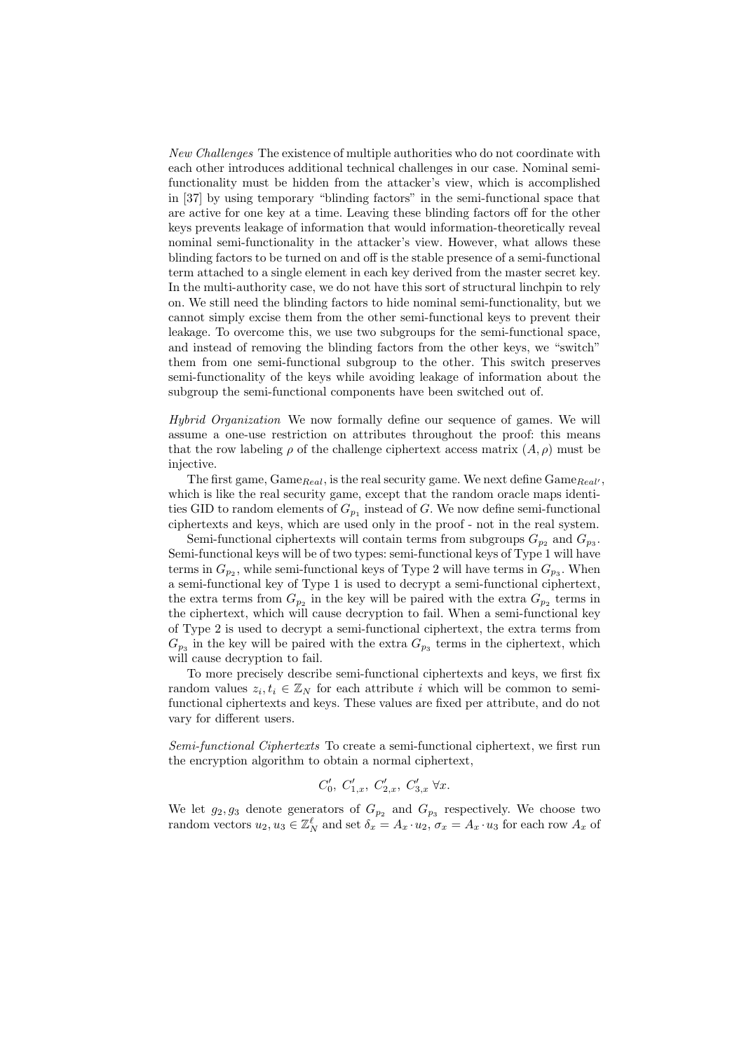*New Challenges* The existence of multiple authorities who do not coordinate with each other introduces additional technical challenges in our case. Nominal semi-functionality must be hidden from the attacker's view, which is accomplished in [37] by using temporary "blinding factors" in the semi-functional space that are active for one key at a time. Leaving these blinding factors off for the other keys prevents leakage of information that would information-theoretically reveal nominal semi-functionality in the attacker's view. However, what allows these blinding factors to be turned on and off is the stable presence of a semi-functional term attached to a single element in each key derived from the master secret key. In the multi-authority case, we do not have this sort of structural linchpin to rely on. We still need the blinding factors to hide nominal semi-functionality, but we cannot simply excise them from the other semi-functional keys to prevent their leakage. To overcome this, we use two subgroups for the semi-functional space, and instead of removing the blinding factors from the other keys, we "switch" them from one semi-functional subgroup to the other. This switch preserves semi-functionality of the keys while avoiding leakage of information about the subgroup the semi-functional components have been switched out of.

*Hybrid Organization* We now formally define our sequence of games. We will assume a one-use restriction on attributes throughout the proof: this means that the row labeling $\rho$ of the challenge ciphertext access matrix $(A, \rho)$ must be injective.

The first game, $\text{Game}_{Real}$, is the real security game. We next define $\text{Game}_{Real'}$, which is like the real security game, except that the random oracle maps identities GID to random elements of $G_{p_1}$ instead of $G$. We now define semi-functional ciphertexts and keys, which are used only in the proof - not in the real system.

Semi-functional ciphertexts will contain terms from subgroups $G_{p_2}$ and $G_{p_3}$. Semi-functional keys will be of two types: semi-functional keys of Type 1 will have terms in $G_{p_2}$, while semi-functional keys of Type 2 will have terms in $G_{p_3}$. When a semi-functional key of Type 1 is used to decrypt a semi-functional ciphertext, the extra terms from $G_{p_2}$ in the key will be paired with the extra $G_{p_2}$ terms in the ciphertext, which will cause decryption to fail. When a semi-functional key of Type 2 is used to decrypt a semi-functional ciphertext, the extra terms from $G_{p_3}$ in the key will be paired with the extra $G_{p_3}$ terms in the ciphertext, which will cause decryption to fail.

To more precisely describe semi-functional ciphertexts and keys, we first fix random values $z_i, t_i \in \mathbb{Z}_N$ for each attribute $i$ which will be common to semi-functional ciphertexts and keys. These values are fixed per attribute, and do not vary for different users.

*Semi-functional Ciphertexts* To create a semi-functional ciphertext, we first run the encryption algorithm to obtain a normal ciphertext,

$$C'_0,\ C'_{1,x},\ C'_{2,x},\ C'_{3,x}\ \forall x.$$

We let $g_2, g_3$ denote generators of $G_{p_2}$ and $G_{p_3}$ respectively. We choose two random vectors $u_2, u_3 \in \mathbb{Z}_N^{\ell}$ and set $\delta_x = A_x \cdot u_2$, $\sigma_x = A_x \cdot u_3$ for each row $A_x$ of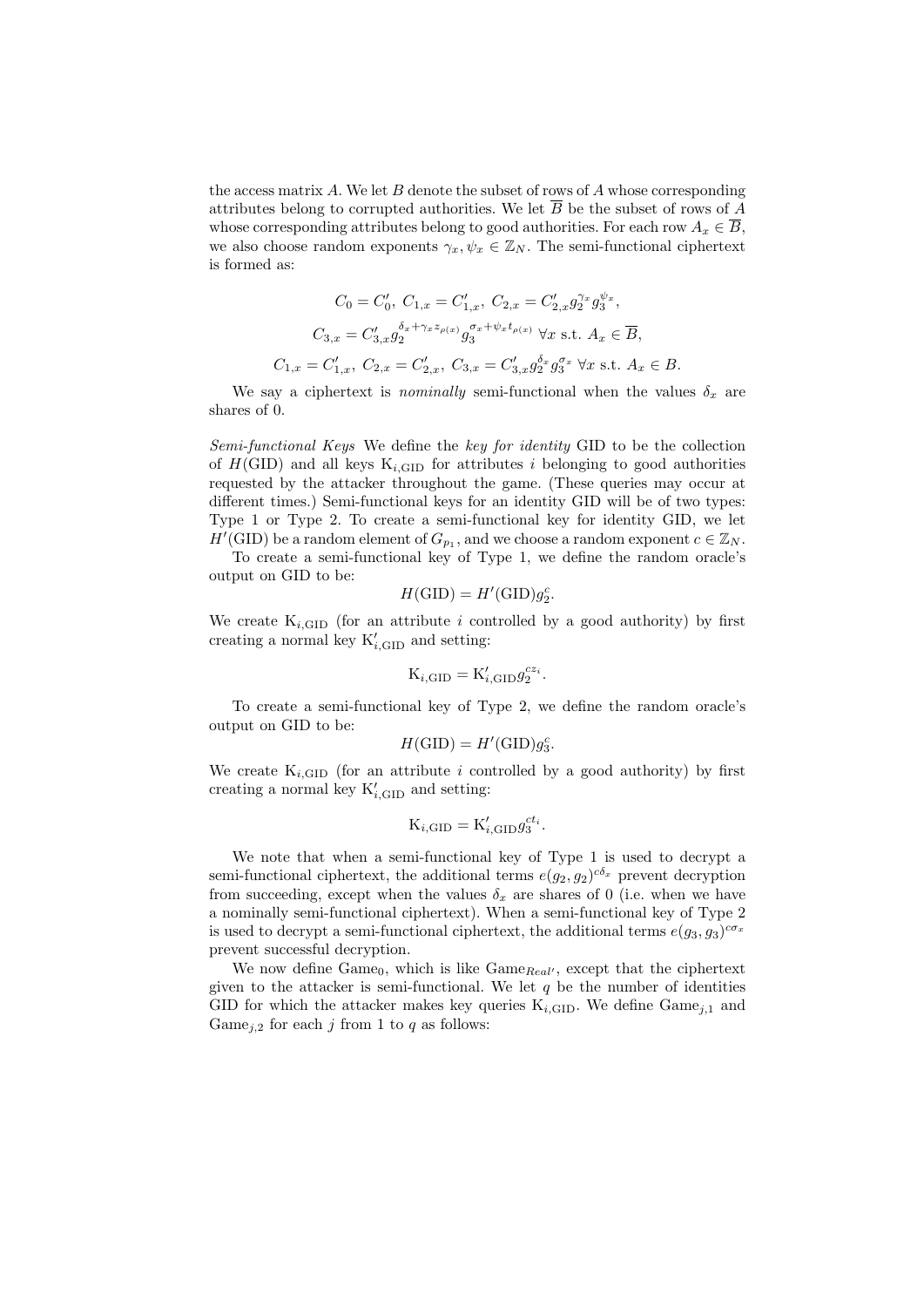the access matrix $A$. We let $B$ denote the subset of rows of $A$ whose corresponding attributes belong to corrupted authorities. We let $\overline{B}$ be the subset of rows of $A$ whose corresponding attributes belong to good authorities. For each row $A_x \in \overline{B}$, we also choose random exponents $\gamma_x, \psi_x \in \mathbb{Z}_N$. The semi-functional ciphertext is formed as:

$$C_0 = C'_0,\ C_{1,x} = C'_{1,x},\ C_{2,x} = C'_{2,x} g_2^{\gamma_x} g_3^{\psi_x},$$

$$C_{3,x} = C'_{3,x} g_2^{\delta_x + \gamma_x z_{\rho(x)}} g_3^{\sigma_x + \psi_x t_{\rho(x)}}\ \forall x \text{ s.t. } A_x \in \overline{B},$$

$$C_{1,x} = C'_{1,x},\ C_{2,x} = C'_{2,x},\ C_{3,x} = C'_{3,x} g_2^{\delta_x} g_3^{\sigma_x}\ \forall x \text{ s.t. } A_x \in B.$$

We say a ciphertext is *nominally* semi-functional when the values $\delta_x$ are shares of 0.

*Semi-functional Keys* We define the *key for identity* GID to be the collection of $H(\mathrm{GID})$ and all keys $\mathrm{K}_{i,\mathrm{GID}}$ for attributes $i$ belonging to good authorities requested by the attacker throughout the game. (These queries may occur at different times.) Semi-functional keys for an identity GID will be of two types: Type 1 or Type 2. To create a semi-functional key for identity GID, we let $H'(\mathrm{GID})$ be a random element of $G_{p_1}$, and we choose a random exponent $c \in \mathbb{Z}_N$.

To create a semi-functional key of Type 1, we define the random oracle's output on GID to be:

$$H(\mathrm{GID}) = H'(\mathrm{GID}) g_2^c.$$

We create $\mathrm{K}_{i,\mathrm{GID}}$ (for an attribute $i$ controlled by a good authority) by first creating a normal key $\mathrm{K}'_{i,\mathrm{GID}}$ and setting:

$$\mathrm{K}_{i,\mathrm{GID}} = \mathrm{K}'_{i,\mathrm{GID}} g_2^{cz_i}.$$

To create a semi-functional key of Type 2, we define the random oracle's output on GID to be:

$$H(\mathrm{GID}) = H'(\mathrm{GID}) g_3^c.$$

We create $\mathrm{K}_{i,\mathrm{GID}}$ (for an attribute $i$ controlled by a good authority) by first creating a normal key $\mathrm{K}'_{i,\mathrm{GID}}$ and setting:

$$\mathrm{K}_{i,\mathrm{GID}} = \mathrm{K}'_{i,\mathrm{GID}} g_3^{ct_i}.$$

We note that when a semi-functional key of Type 1 is used to decrypt a semi-functional ciphertext, the additional terms $e(g_2, g_2)^{c\delta_x}$ prevent decryption from succeeding, except when the values $\delta_x$ are shares of 0 (i.e. when we have a nominally semi-functional ciphertext). When a semi-functional key of Type 2 is used to decrypt a semi-functional ciphertext, the additional terms $e(g_3, g_3)^{c\sigma_x}$ prevent successful decryption.

We now define $\mathrm{Game}_0$, which is like $\mathrm{Game}_{Real'}$, except that the ciphertext given to the attacker is semi-functional. We let $q$ be the number of identities GID for which the attacker makes key queries $\mathrm{K}_{i,\mathrm{GID}}$. We define $\mathrm{Game}_{j,1}$ and $\mathrm{Game}_{j,2}$ for each $j$ from 1 to $q$ as follows: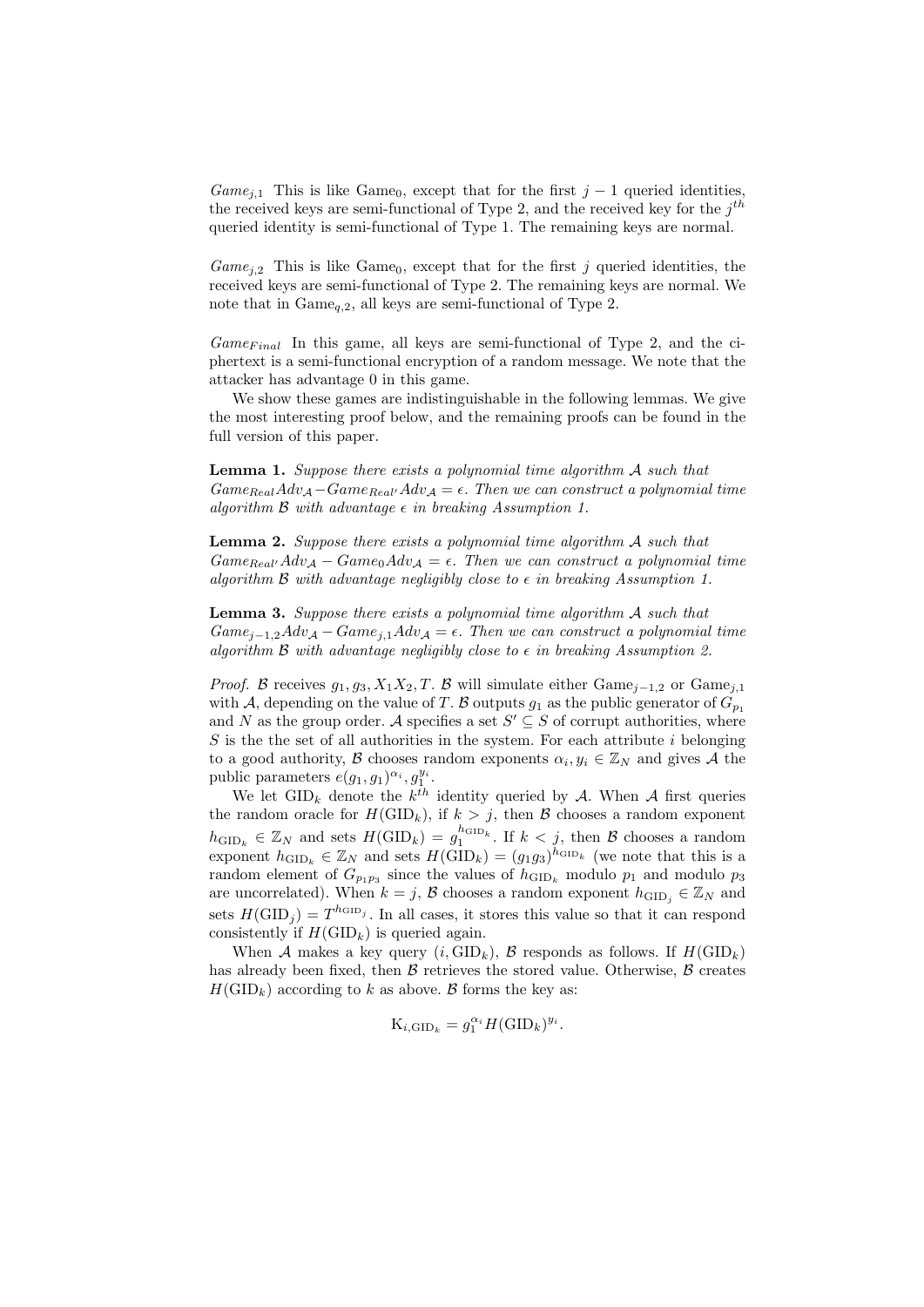*Game$_{j,1}$* This is like Game$_0$, except that for the first $j-1$ queried identities, the received keys are semi-functional of Type 2, and the received key for the $j^{th}$ queried identity is semi-functional of Type 1. The remaining keys are normal.

*Game$_{j,2}$* This is like Game$_0$, except that for the first $j$ queried identities, the received keys are semi-functional of Type 2. The remaining keys are normal. We note that in Game$_{q,2}$, all keys are semi-functional of Type 2.

*Game$_{Final}$* In this game, all keys are semi-functional of Type 2, and the ciphertext is a semi-functional encryption of a random message. We note that the attacker has advantage 0 in this game.

We show these games are indistinguishable in the following lemmas. We give the most interesting proof below, and the remaining proofs can be found in the full version of this paper.

**Lemma 1.** *Suppose there exists a polynomial time algorithm $\mathcal{A}$ such that $Game_{Real}Adv_{\mathcal{A}} - Game_{Real'}Adv_{\mathcal{A}} = \epsilon$. Then we can construct a polynomial time algorithm $\mathcal{B}$ with advantage $\epsilon$ in breaking Assumption 1.*

**Lemma 2.** *Suppose there exists a polynomial time algorithm $\mathcal{A}$ such that $Game_{Real'}Adv_{\mathcal{A}} - Game_0 Adv_{\mathcal{A}} = \epsilon$. Then we can construct a polynomial time algorithm $\mathcal{B}$ with advantage negligibly close to $\epsilon$ in breaking Assumption 1.*

**Lemma 3.** *Suppose there exists a polynomial time algorithm $\mathcal{A}$ such that $Game_{j-1,2}Adv_{\mathcal{A}} - Game_{j,1}Adv_{\mathcal{A}} = \epsilon$. Then we can construct a polynomial time algorithm $\mathcal{B}$ with advantage negligibly close to $\epsilon$ in breaking Assumption 2.*

*Proof.* $\mathcal{B}$ receives $g_1, g_3, X_1X_2, T$. $\mathcal{B}$ will simulate either Game$_{j-1,2}$ or Game$_{j,1}$ with $\mathcal{A}$, depending on the value of $T$. $\mathcal{B}$ outputs $g_1$ as the public generator of $G_{p_1}$ and $N$ as the group order. $\mathcal{A}$ specifies a set $S' \subseteq S$ of corrupt authorities, where $S$ is the the set of all authorities in the system. For each attribute $i$ belonging to a good authority, $\mathcal{B}$ chooses random exponents $\alpha_i, y_i \in \mathbb{Z}_N$ and gives $\mathcal{A}$ the public parameters $e(g_1, g_1)^{\alpha_i}, g_1^{y_i}$.

We let GID$_k$ denote the $k^{th}$ identity queried by $\mathcal{A}$. When $\mathcal{A}$ first queries the random oracle for $H(\text{GID}_k)$, if $k > j$, then $\mathcal{B}$ chooses a random exponent $h_{\text{GID}_k} \in \mathbb{Z}_N$ and sets $H(\text{GID}_k) = g_1^{h_{\text{GID}_k}}$. If $k < j$, then $\mathcal{B}$ chooses a random exponent $h_{\text{GID}_k} \in \mathbb{Z}_N$ and sets $H(\text{GID}_k) = (g_1g_3)^{h_{\text{GID}_k}}$ (we note that this is a random element of $G_{p_1p_3}$ since the values of $h_{\text{GID}_k}$ modulo $p_1$ and modulo $p_3$ are uncorrelated). When $k = j$, $\mathcal{B}$ chooses a random exponent $h_{\text{GID}_j} \in \mathbb{Z}_N$ and sets $H(\text{GID}_j) = T^{h_{\text{GID}_j}}$. In all cases, it stores this value so that it can respond consistently if $H(\text{GID}_k)$ is queried again.

When $\mathcal{A}$ makes a key query $(i, \text{GID}_k)$, $\mathcal{B}$ responds as follows. If $H(\text{GID}_k)$ has already been fixed, then $\mathcal{B}$ retrieves the stored value. Otherwise, $\mathcal{B}$ creates $H(\text{GID}_k)$ according to $k$ as above. $\mathcal{B}$ forms the key as:

$$\text{K}_{i,\text{GID}_k} = g_1^{\alpha_i} H(\text{GID}_k)^{y_i}.$$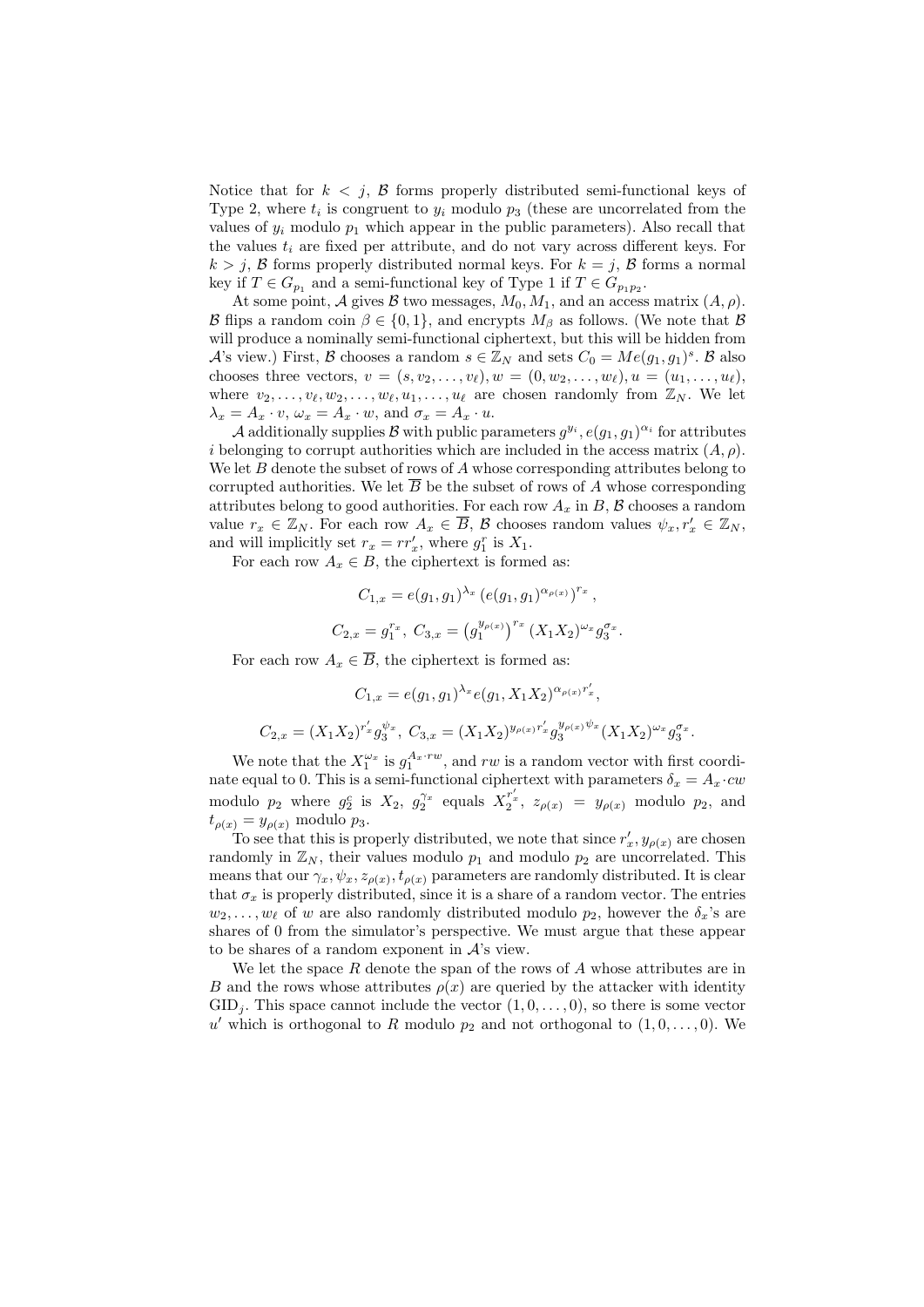Notice that for $k < j$, $\mathcal{B}$ forms properly distributed semi-functional keys of Type 2, where $t_i$ is congruent to $y_i$ modulo $p_3$ (these are uncorrelated from the values of $y_i$ modulo $p_1$ which appear in the public parameters). Also recall that the values $t_i$ are fixed per attribute, and do not vary across different keys. For $k > j$, $\mathcal{B}$ forms properly distributed normal keys. For $k = j$, $\mathcal{B}$ forms a normal key if $T \in G_{p_1}$ and a semi-functional key of Type 1 if $T \in G_{p_1 p_2}$.

At some point, $\mathcal{A}$ gives $\mathcal{B}$ two messages, $M_0, M_1$, and an access matrix $(A, \rho)$. $\mathcal{B}$ flips a random coin $\beta \in \{0, 1\}$, and encrypts $M_\beta$ as follows. (We note that $\mathcal{B}$ will produce a nominally semi-functional ciphertext, but this will be hidden from $\mathcal{A}$'s view.) First, $\mathcal{B}$ chooses a random $s \in \mathbb{Z}_N$ and sets $C_0 = Me(g_1, g_1)^s$. $\mathcal{B}$ also chooses three vectors, $v = (s, v_2, \ldots, v_\ell), w = (0, w_2, \ldots, w_\ell), u = (u_1, \ldots, u_\ell)$, where $v_2, \ldots, v_\ell, w_2, \ldots, w_\ell, u_1, \ldots, u_\ell$ are chosen randomly from $\mathbb{Z}_N$. We let $\lambda_x = A_x \cdot v$, $\omega_x = A_x \cdot w$, and $\sigma_x = A_x \cdot u$.

$\mathcal{A}$ additionally supplies $\mathcal{B}$ with public parameters $g^{y_i}, e(g_1, g_1)^{\alpha_i}$ for attributes $i$ belonging to corrupt authorities which are included in the access matrix $(A, \rho)$. We let $B$ denote the subset of rows of $A$ whose corresponding attributes belong to corrupted authorities. We let $\overline{B}$ be the subset of rows of $A$ whose corresponding attributes belong to good authorities. For each row $A_x$ in $B$, $\mathcal{B}$ chooses a random value $r_x \in \mathbb{Z}_N$. For each row $A_x \in \overline{B}$, $\mathcal{B}$ chooses random values $\psi_x, r'_x \in \mathbb{Z}_N$, and will implicitly set $r_x = r r'_x$, where $g_1^r$ is $X_1$.

For each row $A_x \in B$, the ciphertext is formed as:

$$C_{1,x} = e(g_1, g_1)^{\lambda_x} \left(e(g_1, g_1)^{\alpha_{\rho(x)}}\right)^{r_x},$$

$$C_{2,x} = g_1^{r_x}, \; C_{3,x} = \left(g_1^{y_{\rho(x)}}\right)^{r_x} (X_1 X_2)^{\omega_x} g_3^{\sigma_x}.$$

For each row $A_x \in \overline{B}$, the ciphertext is formed as:

$$C_{1,x} = e(g_1, g_1)^{\lambda_x} e(g_1, X_1 X_2)^{\alpha_{\rho(x)} r'_x},$$

$$C_{2,x} = (X_1 X_2)^{r'_x} g_3^{\psi_x}, \; C_{3,x} = (X_1 X_2)^{y_{\rho(x)} r'_x} g_3^{y_{\rho(x)} \psi_x} (X_1 X_2)^{\omega_x} g_3^{\sigma_x}.$$

We note that the $X_1^{\omega_x}$ is $g_1^{A_x \cdot rw}$, and $rw$ is a random vector with first coordinate equal to 0. This is a semi-functional ciphertext with parameters $\delta_x = A_x \cdot cw$ modulo $p_2$ where $g_2^c$ is $X_2$, $g_2^{\gamma_x}$ equals $X_2^{r'_x}$, $z_{\rho(x)} = y_{\rho(x)}$ modulo $p_2$, and $t_{\rho(x)} = y_{\rho(x)}$ modulo $p_3$.

To see that this is properly distributed, we note that since $r'_x, y_{\rho(x)}$ are chosen randomly in $\mathbb{Z}_N$, their values modulo $p_1$ and modulo $p_2$ are uncorrelated. This means that our $\gamma_x, \psi_x, z_{\rho(x)}, t_{\rho(x)}$ parameters are randomly distributed. It is clear that $\sigma_x$ is properly distributed, since it is a share of a random vector. The entries $w_2, \ldots, w_\ell$ of $w$ are also randomly distributed modulo $p_2$, however the $\delta_x$'s are shares of 0 from the simulator's perspective. We must argue that these appear to be shares of a random exponent in $\mathcal{A}$'s view.

We let the space $R$ denote the span of the rows of $A$ whose attributes are in $B$ and the rows whose attributes $\rho(x)$ are queried by the attacker with identity $\text{GID}_j$. This space cannot include the vector $(1, 0, \ldots, 0)$, so there is some vector $u'$ which is orthogonal to $R$ modulo $p_2$ and not orthogonal to $(1, 0, \ldots, 0)$. We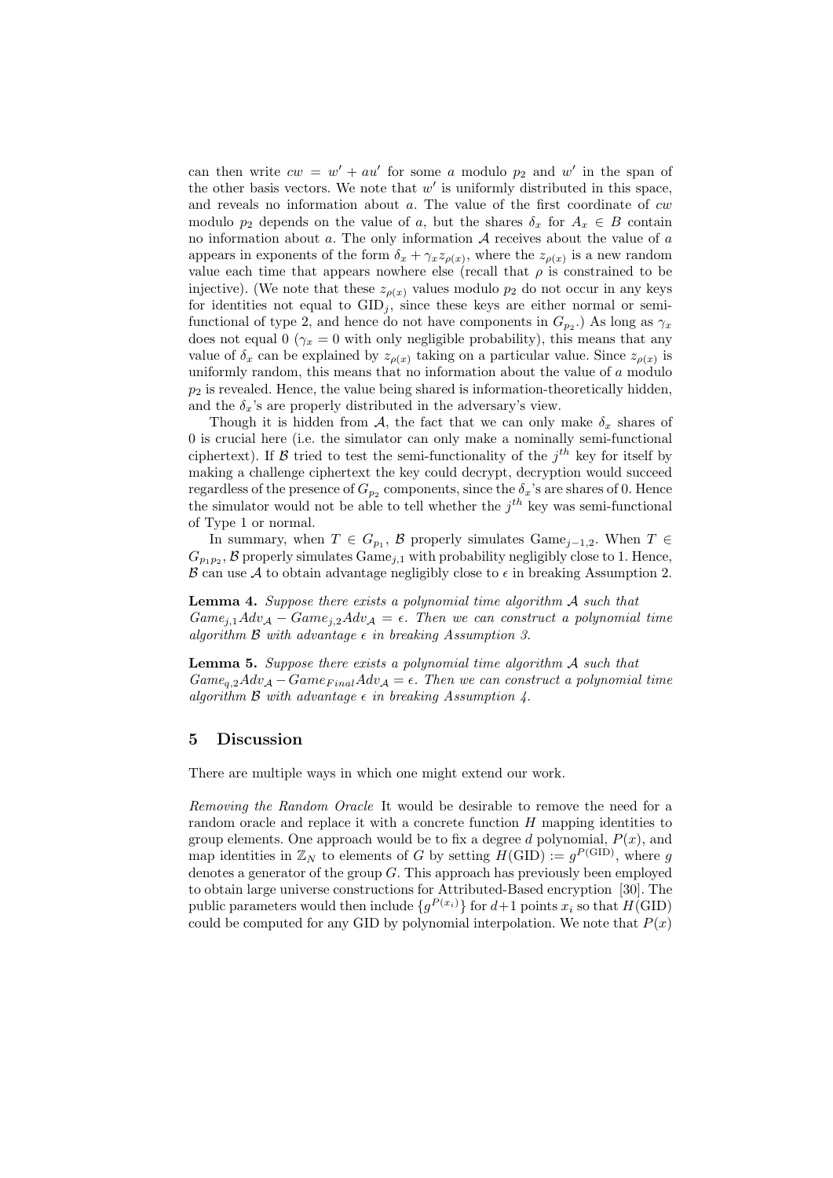can then write $cw = w' + au'$ for some $a$ modulo $p_2$ and $w'$ in the span of the other basis vectors. We note that $w'$ is uniformly distributed in this space, and reveals no information about $a$. The value of the first coordinate of $cw$ modulo $p_2$ depends on the value of $a$, but the shares $\delta_x$ for $A_x \in B$ contain no information about $a$. The only information $\mathcal{A}$ receives about the value of $a$ appears in exponents of the form $\delta_x + \gamma_x z_{\rho(x)}$, where the $z_{\rho(x)}$ is a new random value each time that appears nowhere else (recall that $\rho$ is constrained to be injective). (We note that these $z_{\rho(x)}$ values modulo $p_2$ do not occur in any keys for identities not equal to $\text{GID}_j$, since these keys are either normal or semi-functional of type 2, and hence do not have components in $G_{p_2}$.) As long as $\gamma_x$ does not equal 0 ($\gamma_x = 0$ with only negligible probability), this means that any value of $\delta_x$ can be explained by $z_{\rho(x)}$ taking on a particular value. Since $z_{\rho(x)}$ is uniformly random, this means that no information about the value of $a$ modulo $p_2$ is revealed. Hence, the value being shared is information-theoretically hidden, and the $\delta_x$'s are properly distributed in the adversary's view.

Though it is hidden from $\mathcal{A}$, the fact that we can only make $\delta_x$ shares of 0 is crucial here (i.e. the simulator can only make a nominally semi-functional ciphertext). If $\mathcal{B}$ tried to test the semi-functionality of the $j^{th}$ key for itself by making a challenge ciphertext the key could decrypt, decryption would succeed regardless of the presence of $G_{p_2}$ components, since the $\delta_x$'s are shares of 0. Hence the simulator would not be able to tell whether the $j^{th}$ key was semi-functional of Type 1 or normal.

In summary, when $T \in G_{p_1}$, $\mathcal{B}$ properly simulates $\text{Game}_{j-1,2}$. When $T \in G_{p_1 p_2}$, $\mathcal{B}$ properly simulates $\text{Game}_{j,1}$ with probability negligibly close to 1. Hence, $\mathcal{B}$ can use $\mathcal{A}$ to obtain advantage negligibly close to $\epsilon$ in breaking Assumption 2.

**Lemma 4.** *Suppose there exists a polynomial time algorithm $\mathcal{A}$ such that $Game_{j,1}Adv_{\mathcal{A}} - Game_{j,2}Adv_{\mathcal{A}} = \epsilon$. Then we can construct a polynomial time algorithm $\mathcal{B}$ with advantage $\epsilon$ in breaking Assumption 3.*

**Lemma 5.** *Suppose there exists a polynomial time algorithm $\mathcal{A}$ such that $Game_{q,2}Adv_{\mathcal{A}} - Game_{Final}Adv_{\mathcal{A}} = \epsilon$. Then we can construct a polynomial time algorithm $\mathcal{B}$ with advantage $\epsilon$ in breaking Assumption 4.*

## 5 Discussion

There are multiple ways in which one might extend our work.

*Removing the Random Oracle* It would be desirable to remove the need for a random oracle and replace it with a concrete function $H$ mapping identities to group elements. One approach would be to fix a degree $d$ polynomial, $P(x)$, and map identities in $\mathbb{Z}_N$ to elements of $G$ by setting $H(\text{GID}) := g^{P(\text{GID})}$, where $g$ denotes a generator of the group $G$. This approach has previously been employed to obtain large universe constructions for Attributed-Based encryption [30]. The public parameters would then include $\{g^{P(x_i)}\}$ for $d+1$ points $x_i$ so that $H(\text{GID})$ could be computed for any GID by polynomial interpolation. We note that $P(x)$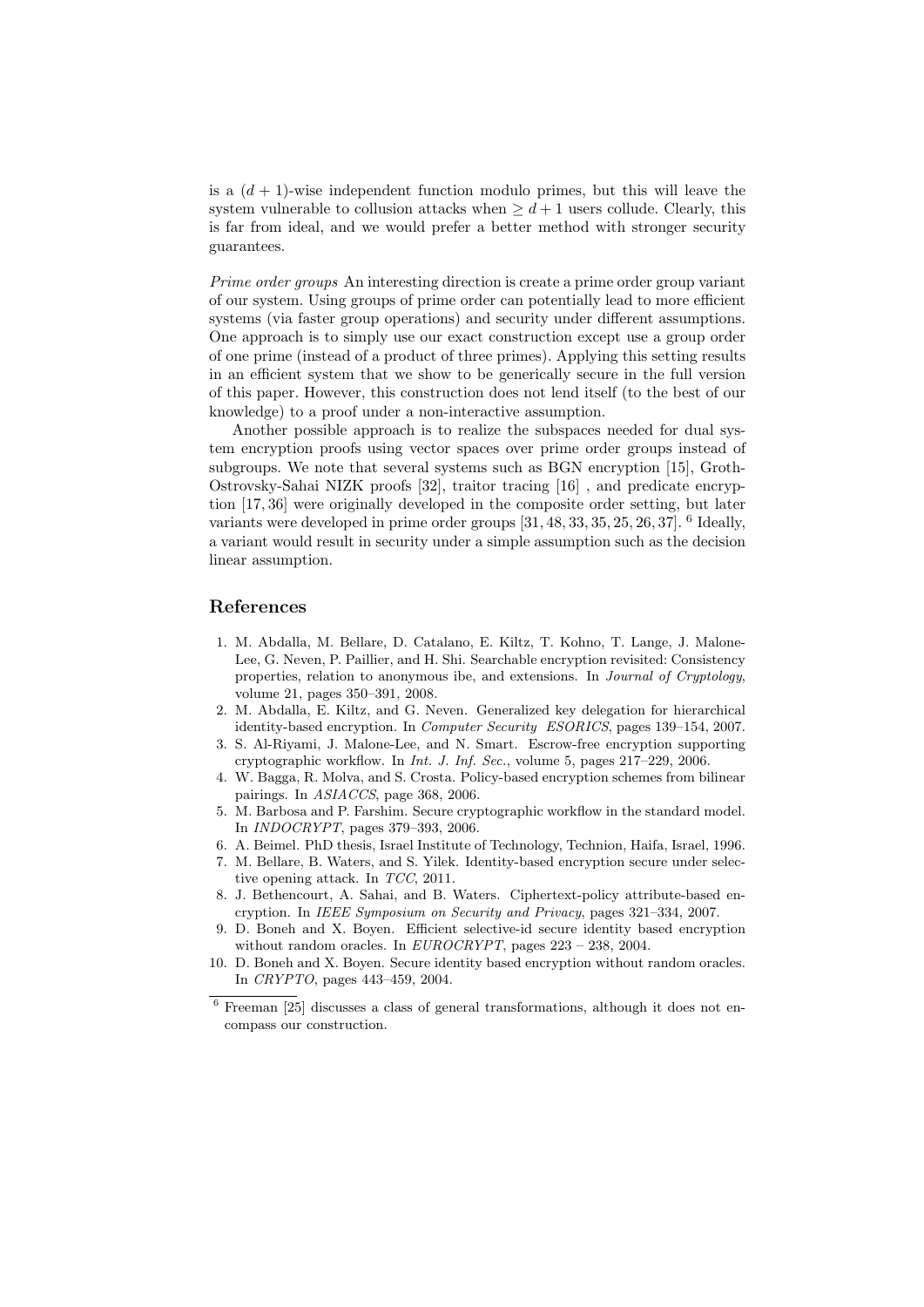is a $(d+1)$-wise independent function modulo primes, but this will leave the system vulnerable to collusion attacks when $\geq d+1$ users collude. Clearly, this is far from ideal, and we would prefer a better method with stronger security guarantees.

*Prime order groups* An interesting direction is create a prime order group variant of our system. Using groups of prime order can potentially lead to more efficient systems (via faster group operations) and security under different assumptions. One approach is to simply use our exact construction except use a group order of one prime (instead of a product of three primes). Applying this setting results in an efficient system that we show to be generically secure in the full version of this paper. However, this construction does not lend itself (to the best of our knowledge) to a proof under a non-interactive assumption.

Another possible approach is to realize the subspaces needed for dual system encryption proofs using vector spaces over prime order groups instead of subgroups. We note that several systems such as BGN encryption [15], Groth-Ostrovsky-Sahai NIZK proofs [32], traitor tracing [16] , and predicate encryption [17, 36] were originally developed in the composite order setting, but later variants were developed in prime order groups [31, 48, 33, 35, 25, 26, 37]. [6] Ideally, a variant would result in security under a simple assumption such as the decision linear assumption.

## References

1. M. Abdalla, M. Bellare, D. Catalano, E. Kiltz, T. Kohno, T. Lange, J. Malone-Lee, G. Neven, P. Paillier, and H. Shi. Searchable encryption revisited: Consistency properties, relation to anonymous ibe, and extensions. In *Journal of Cryptology*, volume 21, pages 350–391, 2008.
2. M. Abdalla, E. Kiltz, and G. Neven. Generalized key delegation for hierarchical identity-based encryption. In *Computer Security ESORICS*, pages 139–154, 2007.
3. S. Al-Riyami, J. Malone-Lee, and N. Smart. Escrow-free encryption supporting cryptographic workflow. In *Int. J. Inf. Sec.*, volume 5, pages 217–229, 2006.
4. W. Bagga, R. Molva, and S. Crosta. Policy-based encryption schemes from bilinear pairings. In *ASIACCS*, page 368, 2006.
5. M. Barbosa and P. Farshim. Secure cryptographic workflow in the standard model. In *INDOCRYPT*, pages 379–393, 2006.
6. A. Beimel. PhD thesis, Israel Institute of Technology, Technion, Haifa, Israel, 1996.
7. M. Bellare, B. Waters, and S. Yilek. Identity-based encryption secure under selective opening attack. In *TCC*, 2011.
8. J. Bethencourt, A. Sahai, and B. Waters. Ciphertext-policy attribute-based encryption. In *IEEE Symposium on Security and Privacy*, pages 321–334, 2007.
9. D. Boneh and X. Boyen. Efficient selective-id secure identity based encryption without random oracles. In *EUROCRYPT*, pages 223 – 238, 2004.
10. D. Boneh and X. Boyen. Secure identity based encryption without random oracles. In *CRYPTO*, pages 443–459, 2004.

[6] Freeman [25] discusses a class of general transformations, although it does not encompass our construction.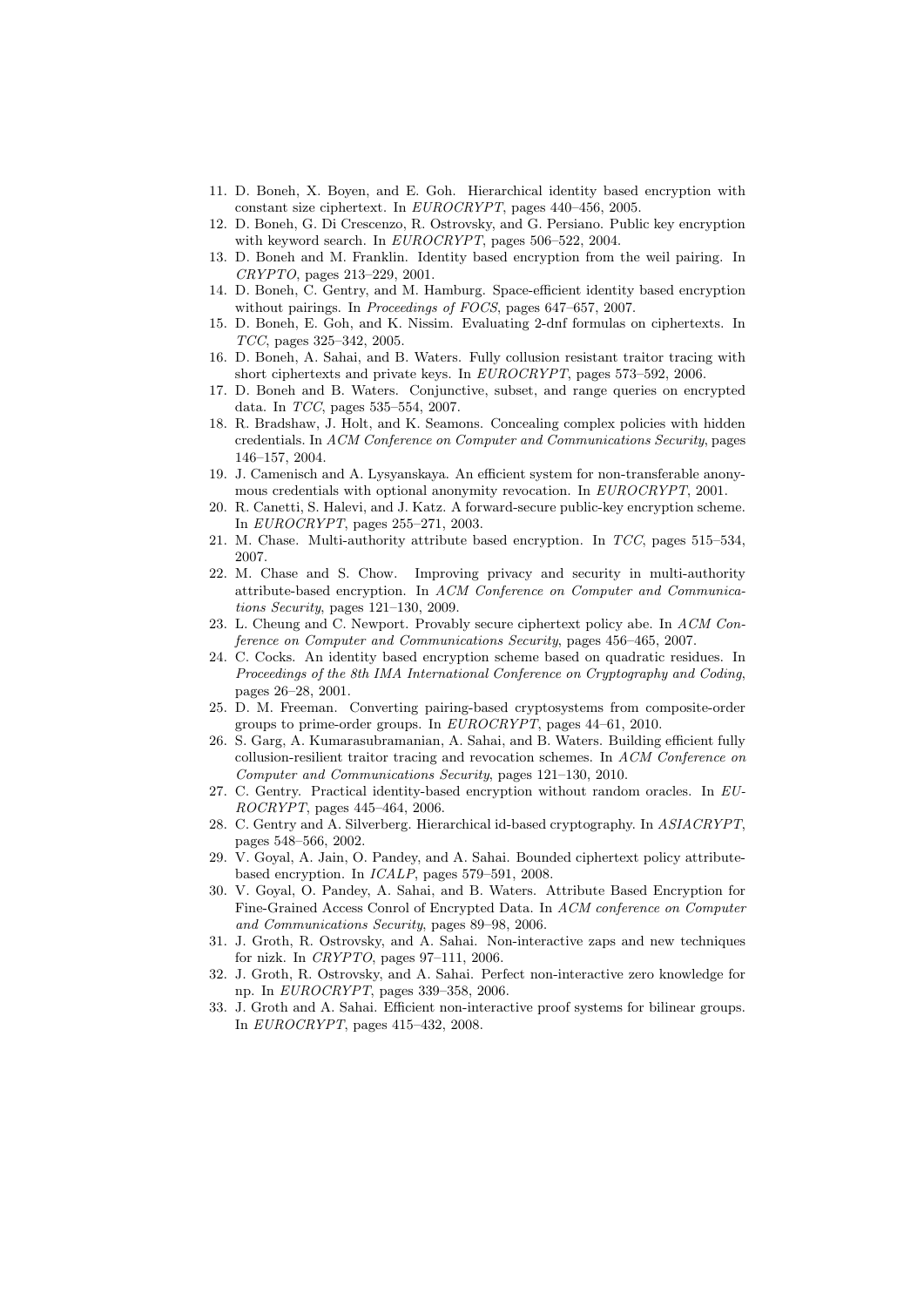11. D. Boneh, X. Boyen, and E. Goh. Hierarchical identity based encryption with constant size ciphertext. In *EUROCRYPT*, pages 440–456, 2005.
12. D. Boneh, G. Di Crescenzo, R. Ostrovsky, and G. Persiano. Public key encryption with keyword search. In *EUROCRYPT*, pages 506–522, 2004.
13. D. Boneh and M. Franklin. Identity based encryption from the weil pairing. In *CRYPTO*, pages 213–229, 2001.
14. D. Boneh, C. Gentry, and M. Hamburg. Space-efficient identity based encryption without pairings. In *Proceedings of FOCS*, pages 647–657, 2007.
15. D. Boneh, E. Goh, and K. Nissim. Evaluating 2-dnf formulas on ciphertexts. In *TCC*, pages 325–342, 2005.
16. D. Boneh, A. Sahai, and B. Waters. Fully collusion resistant traitor tracing with short ciphertexts and private keys. In *EUROCRYPT*, pages 573–592, 2006.
17. D. Boneh and B. Waters. Conjunctive, subset, and range queries on encrypted data. In *TCC*, pages 535–554, 2007.
18. R. Bradshaw, J. Holt, and K. Seamons. Concealing complex policies with hidden credentials. In *ACM Conference on Computer and Communications Security*, pages 146–157, 2004.
19. J. Camenisch and A. Lysyanskaya. An efficient system for non-transferable anonymous credentials with optional anonymity revocation. In *EUROCRYPT*, 2001.
20. R. Canetti, S. Halevi, and J. Katz. A forward-secure public-key encryption scheme. In *EUROCRYPT*, pages 255–271, 2003.
21. M. Chase. Multi-authority attribute based encryption. In *TCC*, pages 515–534, 2007.
22. M. Chase and S. Chow. Improving privacy and security in multi-authority attribute-based encryption. In *ACM Conference on Computer and Communications Security*, pages 121–130, 2009.
23. L. Cheung and C. Newport. Provably secure ciphertext policy abe. In *ACM Conference on Computer and Communications Security*, pages 456–465, 2007.
24. C. Cocks. An identity based encryption scheme based on quadratic residues. In *Proceedings of the 8th IMA International Conference on Cryptography and Coding*, pages 26–28, 2001.
25. D. M. Freeman. Converting pairing-based cryptosystems from composite-order groups to prime-order groups. In *EUROCRYPT*, pages 44–61, 2010.
26. S. Garg, A. Kumarasubramanian, A. Sahai, and B. Waters. Building efficient fully collusion-resilient traitor tracing and revocation schemes. In *ACM Conference on Computer and Communications Security*, pages 121–130, 2010.
27. C. Gentry. Practical identity-based encryption without random oracles. In *EUROCRYPT*, pages 445–464, 2006.
28. C. Gentry and A. Silverberg. Hierarchical id-based cryptography. In *ASIACRYPT*, pages 548–566, 2002.
29. V. Goyal, A. Jain, O. Pandey, and A. Sahai. Bounded ciphertext policy attribute-based encryption. In *ICALP*, pages 579–591, 2008.
30. V. Goyal, O. Pandey, A. Sahai, and B. Waters. Attribute Based Encryption for Fine-Grained Access Conrol of Encrypted Data. In *ACM conference on Computer and Communications Security*, pages 89–98, 2006.
31. J. Groth, R. Ostrovsky, and A. Sahai. Non-interactive zaps and new techniques for nizk. In *CRYPTO*, pages 97–111, 2006.
32. J. Groth, R. Ostrovsky, and A. Sahai. Perfect non-interactive zero knowledge for np. In *EUROCRYPT*, pages 339–358, 2006.
33. J. Groth and A. Sahai. Efficient non-interactive proof systems for bilinear groups. In *EUROCRYPT*, pages 415–432, 2008.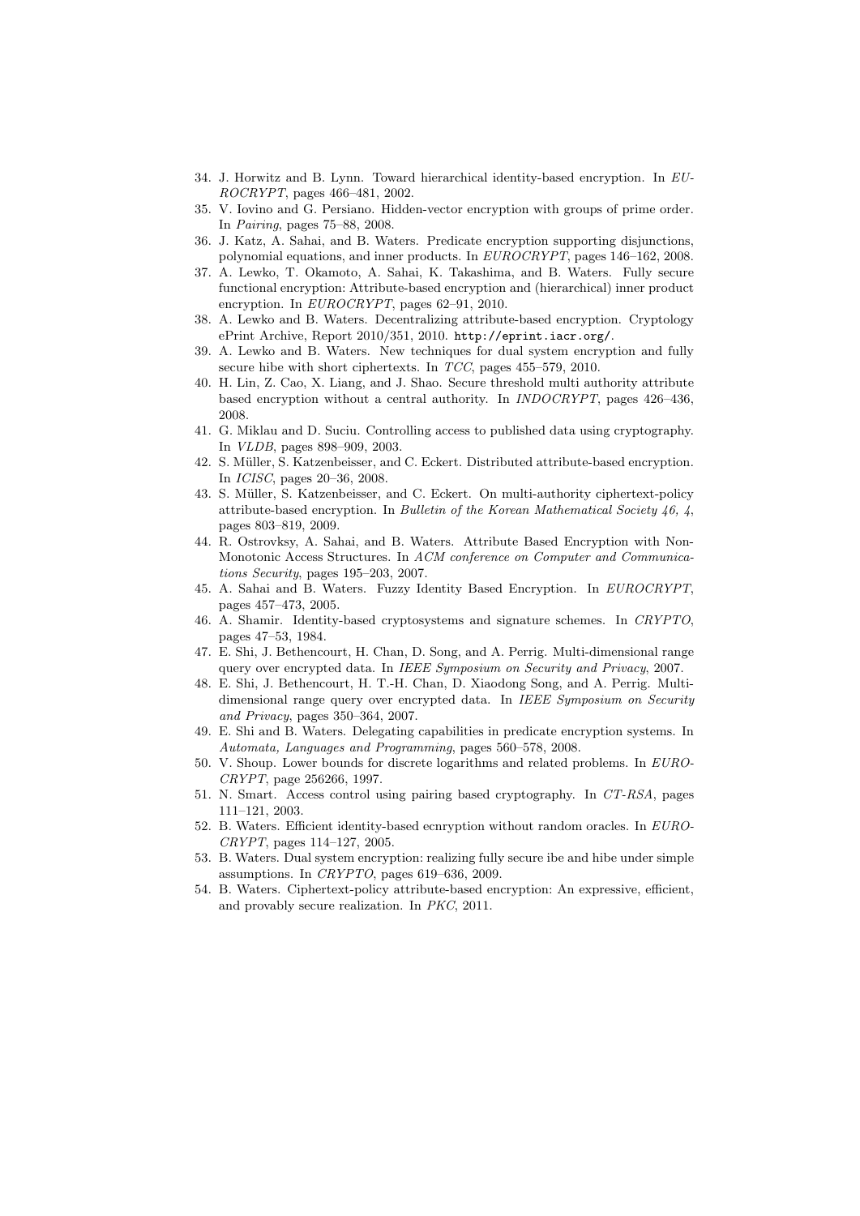34. J. Horwitz and B. Lynn. Toward hierarchical identity-based encryption. In *EUROCRYPT*, pages 466–481, 2002.
35. V. Iovino and G. Persiano. Hidden-vector encryption with groups of prime order. In *Pairing*, pages 75–88, 2008.
36. J. Katz, A. Sahai, and B. Waters. Predicate encryption supporting disjunctions, polynomial equations, and inner products. In *EUROCRYPT*, pages 146–162, 2008.
37. A. Lewko, T. Okamoto, A. Sahai, K. Takashima, and B. Waters. Fully secure functional encryption: Attribute-based encryption and (hierarchical) inner product encryption. In *EUROCRYPT*, pages 62–91, 2010.
38. A. Lewko and B. Waters. Decentralizing attribute-based encryption. Cryptology ePrint Archive, Report 2010/351, 2010. `http://eprint.iacr.org/`.
39. A. Lewko and B. Waters. New techniques for dual system encryption and fully secure hibe with short ciphertexts. In *TCC*, pages 455–579, 2010.
40. H. Lin, Z. Cao, X. Liang, and J. Shao. Secure threshold multi authority attribute based encryption without a central authority. In *INDOCRYPT*, pages 426–436, 2008.
41. G. Miklau and D. Suciu. Controlling access to published data using cryptography. In *VLDB*, pages 898–909, 2003.
42. S. Müller, S. Katzenbeisser, and C. Eckert. Distributed attribute-based encryption. In *ICISC*, pages 20–36, 2008.
43. S. Müller, S. Katzenbeisser, and C. Eckert. On multi-authority ciphertext-policy attribute-based encryption. In *Bulletin of the Korean Mathematical Society 46, 4*, pages 803–819, 2009.
44. R. Ostrovksy, A. Sahai, and B. Waters. Attribute Based Encryption with Non-Monotonic Access Structures. In *ACM conference on Computer and Communications Security*, pages 195–203, 2007.
45. A. Sahai and B. Waters. Fuzzy Identity Based Encryption. In *EUROCRYPT*, pages 457–473, 2005.
46. A. Shamir. Identity-based cryptosystems and signature schemes. In *CRYPTO*, pages 47–53, 1984.
47. E. Shi, J. Bethencourt, H. Chan, D. Song, and A. Perrig. Multi-dimensional range query over encrypted data. In *IEEE Symposium on Security and Privacy*, 2007.
48. E. Shi, J. Bethencourt, H. T.-H. Chan, D. Xiaodong Song, and A. Perrig. Multi-dimensional range query over encrypted data. In *IEEE Symposium on Security and Privacy*, pages 350–364, 2007.
49. E. Shi and B. Waters. Delegating capabilities in predicate encryption systems. In *Automata, Languages and Programming*, pages 560–578, 2008.
50. V. Shoup. Lower bounds for discrete logarithms and related problems. In *EUROCRYPT*, page 256266, 1997.
51. N. Smart. Access control using pairing based cryptography. In *CT-RSA*, pages 111–121, 2003.
52. B. Waters. Efficient identity-based ecnryption without random oracles. In *EUROCRYPT*, pages 114–127, 2005.
53. B. Waters. Dual system encryption: realizing fully secure ibe and hibe under simple assumptions. In *CRYPTO*, pages 619–636, 2009.
54. B. Waters. Ciphertext-policy attribute-based encryption: An expressive, efficient, and provably secure realization. In *PKC*, 2011.